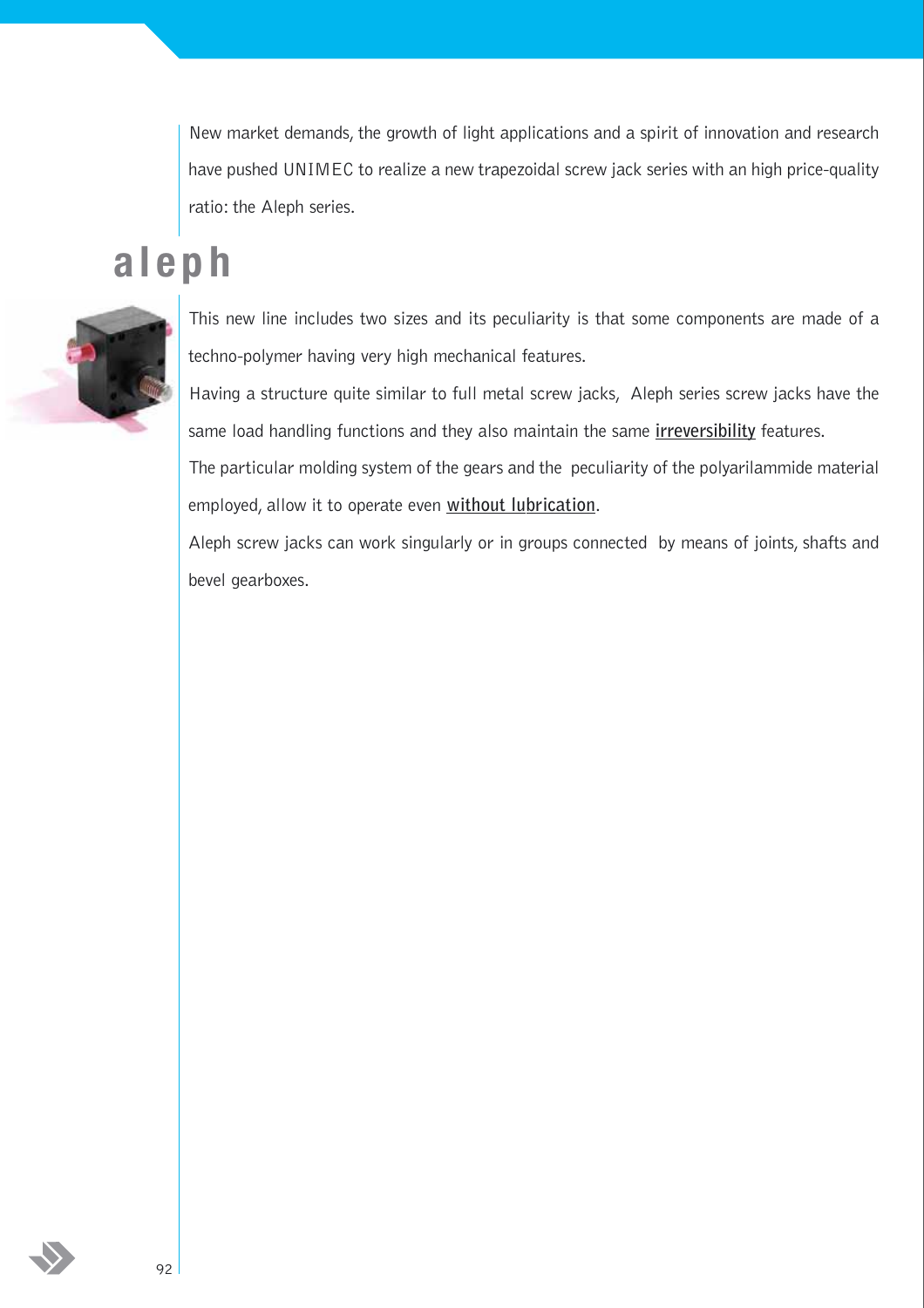New market demands, the growth of light applications and a spirit of innovation and research have pushed UNIMEC to realize a new trapezoidal screw jack series with an high price-quality ratio: the Aleph series.

# aleph

This new line includes two sizes and its peculiarity is that some components are made of a techno-polymer having very high mechanical features.

Having a structure quite similar to full metal screw jacks, Aleph series screw jacks have the same load handling functions and they also maintain the same **irreversibility** features.

The particular molding system of the gears and the peculiarity of the polyarilammide material employed, allow it to operate even **without lubrication**.

Aleph screw jacks can work singularly or in groups connected by means of joints, shafts and bevel gearboxes.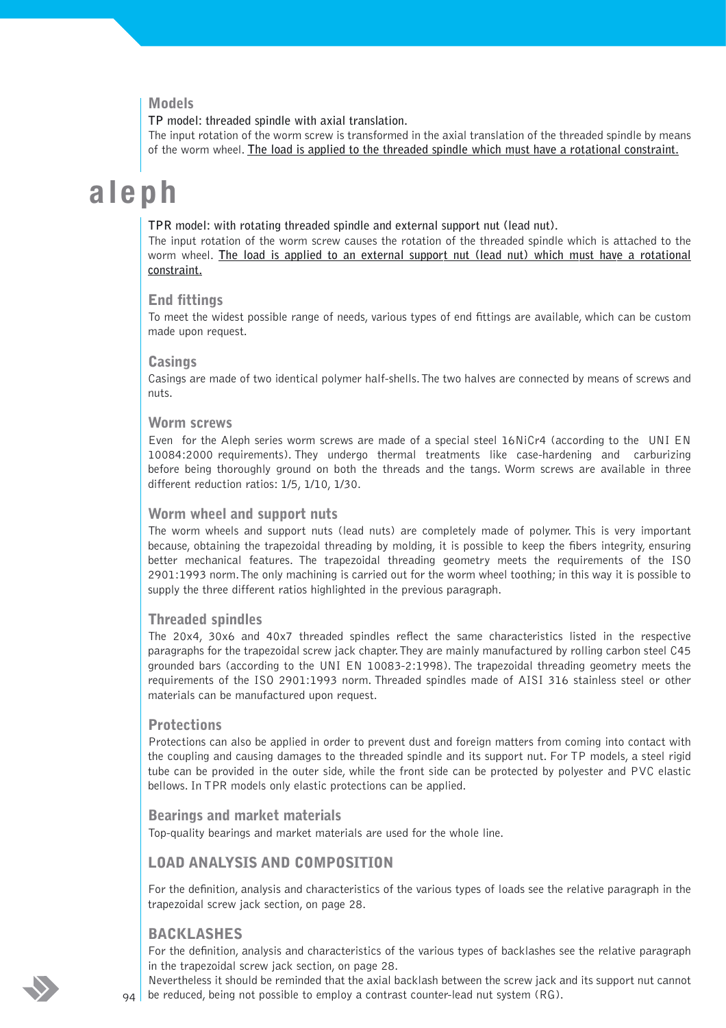## Models

**TP model: threaded spindle with axial translation.**

The input rotation of the worm screw is transformed in the axial translation of the threaded spindle by means of the worm wheel. **The load is applied to the threaded spindle which must have a rotational constraint.**

# aleph

**TPR model: with rotating threaded spindle and external support nut (lead nut).**

The input rotation of the worm screw causes the rotation of the threaded spindle which is attached to the worm wheel. **The load is applied to an external support nut (lead nut) which must have a rotational constraint.**

## End fittings

To meet the widest possible range of needs, various types of end fittings are available, which can be custom made upon request.

## Casings

Casings are made of two identical polymer half-shells. The two halves are connected by means of screws and nuts.

## Worm screws

Even for the Aleph series worm screws are made of a special steel 16NiCr4 (according to the UNI EN 10084:2000 requirements). They undergo thermal treatments like case-hardening and carburizing before being thoroughly ground on both the threads and the tangs. Worm screws are available in three different reduction ratios: 1/5, 1/10, 1/30.

## Worm wheel and support nuts

The worm wheels and support nuts (lead nuts) are completely made of polymer. This is very important because, obtaining the trapezoidal threading by molding, it is possible to keep the fibers integrity, ensuring better mechanical features. The trapezoidal threading geometry meets the requirements of the ISO 2901:1993 norm. The only machining is carried out for the worm wheel toothing; in this way it is possible to supply the three different ratios highlighted in the previous paragraph.

## Threaded spindles

The 20x4, 30x6 and 40x7 threaded spindles reflect the same characteristics listed in the respective paragraphs for the trapezoidal screw jack chapter. They are mainly manufactured by rolling carbon steel C45 grounded bars (according to the UNI EN 10083-2:1998). The trapezoidal threading geometry meets the requirements of the ISO 2901:1993 norm. Threaded spindles made of AISI 316 stainless steel or other materials can be manufactured upon request.

## Protections

Protections can also be applied in order to prevent dust and foreign matters from coming into contact with the coupling and causing damages to the threaded spindle and its support nut. For TP models, a steel rigid tube can be provided in the outer side, while the front side can be protected by polyester and PVC elastic bellows. In TPR models only elastic protections can be applied.

## Bearings and market materials

Top-quality bearings and market materials are used for the whole line.

## LOAD ANALYSIS AND COMPOSITION

For the definition, analysis and characteristics of the various types of loads see the relative paragraph in the trapezoidal screw jack section, on page 28.

## BACKLASHES

For the definition, analysis and characteristics of the various types of backlashes see the relative paragraph in the trapezoidal screw jack section, on page 28.

Nevertheless it should be reminded that the axial backlash between the screw jack and its support nut cannot be reduced, being not possible to employ a contrast counter-lead nut system (RG).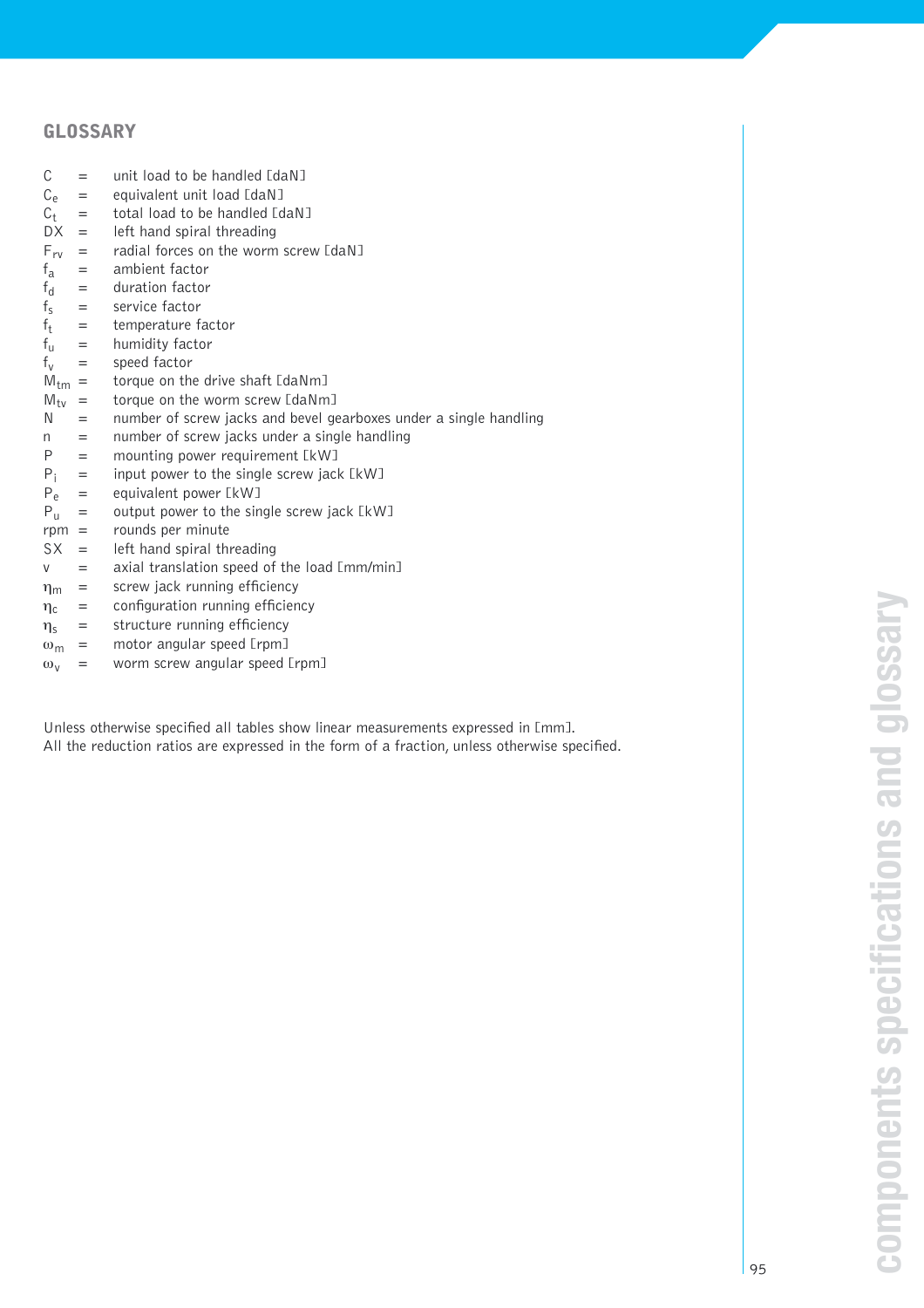## GLOSSARY

$C$ = unit load to be handled [daN]
$C_e$ = equivalent unit load [daN]
$C_t$ = total load to be handled [daN]
DX = left hand spiral threading
$F_{rv}$ = radial forces on the worm screw [daN]
$f_a$ = ambient factor
$f_d$ = duration factor
$f_s$ = service factor
$f_t$ = temperature factor
$f_u$ = humidity factor
$f_v$ = speed factor
$M_{tm}$ = torque on the drive shaft [daNm]
$M_{tv}$ = torque on the worm screw [daNm]
$N$ = number of screw jacks and bevel gearboxes under a single handling
$n$ = number of screw jacks under a single handling
$P$ = mounting power requirement [kW]
$P_i$ = input power to the single screw jack [kW]
$P_e$ = equivalent power [kW]
$P_u$ = output power to the single screw jack [kW]
rpm = rounds per minute
SX = left hand spiral threading
$v$ = axial translation speed of the load [mm/min]
$\eta_m$ = screw jack running efficiency
$\eta_c$ = configuration running efficiency
$\eta_s$ = structure running efficiency
$\omega_m$ = motor angular speed [rpm]
$\omega_v$ = worm screw angular speed [rpm]

Unless otherwise specified all tables show linear measurements expressed in [mm].
All the reduction ratios are expressed in the form of a fraction, unless otherwise specified.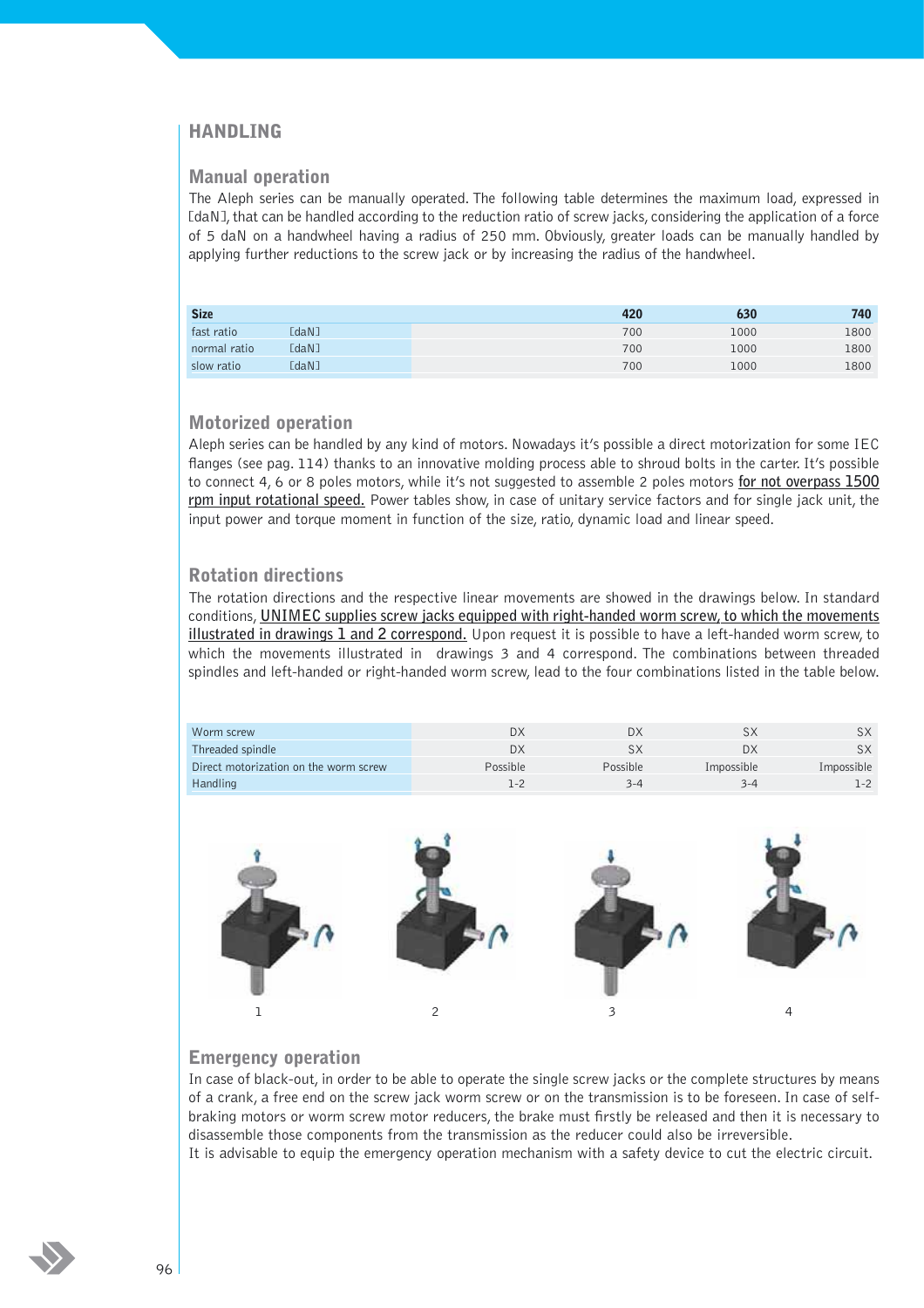## HANDLING

### Manual operation

The Aleph series can be manually operated. The following table determines the maximum load, expressed in [daN], that can be handled according to the reduction ratio of screw jacks, considering the application of a force of 5 daN on a handwheel having a radius of 250 mm. Obviously, greater loads can be manually handled by applying further reductions to the screw jack or by increasing the radius of the handwheel.

| Size | | 420 | 630 | 740 |
|---|---|---|---|---|
| fast ratio | [daN] | 700 | 1000 | 1800 |
| normal ratio | [daN] | 700 | 1000 | 1800 |
| slow ratio | [daN] | 700 | 1000 | 1800 |

### Motorized operation

Aleph series can be handled by any kind of motors. Nowadays it's possible a direct motorization for some IEC flanges (see pag. 114) thanks to an innovative molding process able to shroud bolts in the carter. It's possible to connect 4, 6 or 8 poles motors, while it's not suggested to assemble 2 poles motors for not overpass 1500 rpm input rotational speed. Power tables show, in case of unitary service factors and for single jack unit, the input power and torque moment in function of the size, ratio, dynamic load and linear speed.

### Rotation directions

The rotation directions and the respective linear movements are showed in the drawings below. In standard conditions, UNIMEC supplies screw jacks equipped with right-handed worm screw, to which the movements illustrated in drawings 1 and 2 correspond. Upon request it is possible to have a left-handed worm screw, to which the movements illustrated in drawings 3 and 4 correspond. The combinations between threaded spindles and left-handed or right-handed worm screw, lead to the four combinations listed in the table below.

| Worm screw | DX | DX | SX | SX |
|---|---|---|---|---|
| Threaded spindle | DX | SX | DX | SX |
| Direct motorization on the worm screw | Possible | Possible | Impossible | Impossible |
| Handling | 1-2 | 3-4 | 3-4 | 1-2 |

1 2 3 4

### Emergency operation

In case of black-out, in order to be able to operate the single screw jacks or the complete structures by means of a crank, a free end on the screw jack worm screw or on the transmission is to be foreseen. In case of self-braking motors or worm screw motor reducers, the brake must firstly be released and then it is necessary to disassemble those components from the transmission as the reducer could also be irreversible.
It is advisable to equip the emergency operation mechanism with a safety device to cut the electric circuit.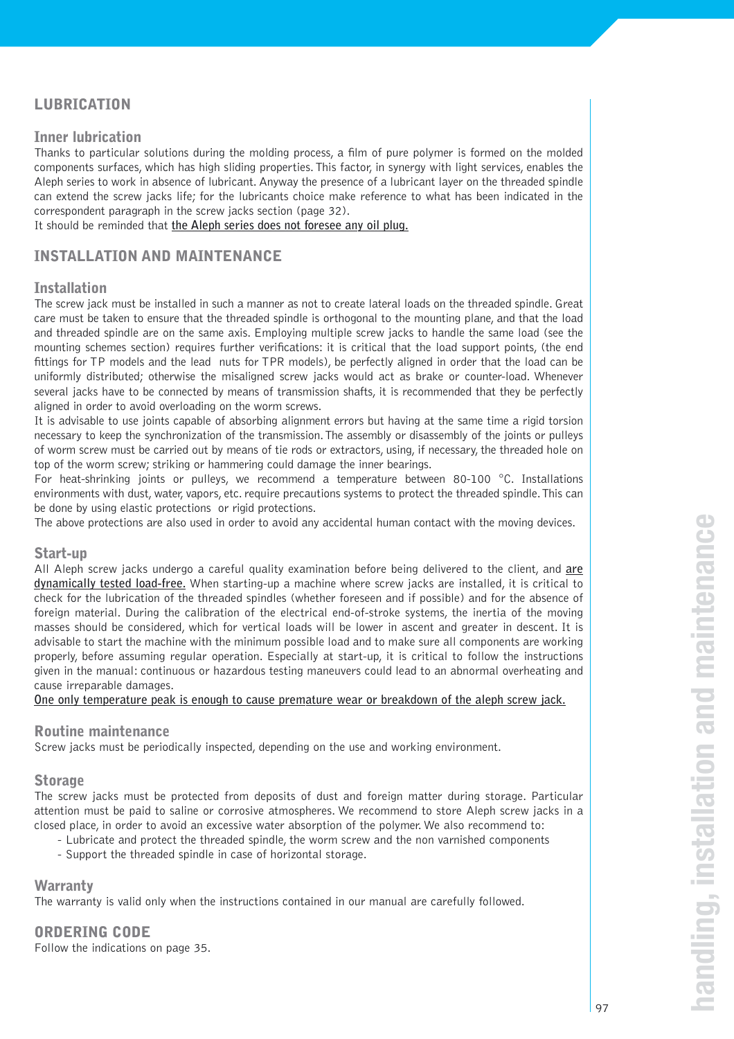## LUBRICATION

### Inner lubrication

Thanks to particular solutions during the molding process, a film of pure polymer is formed on the molded components surfaces, which has high sliding properties. This factor, in synergy with light services, enables the Aleph series to work in absence of lubricant. Anyway the presence of a lubricant layer on the threaded spindle can extend the screw jacks life; for the lubricants choice make reference to what has been indicated in the correspondent paragraph in the screw jacks section (page 32).

It should be reminded that <u>the Aleph series does not foresee any oil plug.</u>

## INSTALLATION AND MAINTENANCE

### Installation

The screw jack must be installed in such a manner as not to create lateral loads on the threaded spindle. Great care must be taken to ensure that the threaded spindle is orthogonal to the mounting plane, and that the load and threaded spindle are on the same axis. Employing multiple screw jacks to handle the same load (see the mounting schemes section) requires further verifications: it is critical that the load support points, (the end fittings for TP models and the lead nuts for TPR models), be perfectly aligned in order that the load can be uniformly distributed; otherwise the misaligned screw jacks would act as brake or counter-load. Whenever several jacks have to be connected by means of transmission shafts, it is recommended that they be perfectly aligned in order to avoid overloading on the worm screws.

It is advisable to use joints capable of absorbing alignment errors but having at the same time a rigid torsion necessary to keep the synchronization of the transmission. The assembly or disassembly of the joints or pulleys of worm screw must be carried out by means of tie rods or extractors, using, if necessary, the threaded hole on top of the worm screw; striking or hammering could damage the inner bearings.

For heat-shrinking joints or pulleys, we recommend a temperature between 80-100 °C. Installations environments with dust, water, vapors, etc. require precautions systems to protect the threaded spindle. This can be done by using elastic protections or rigid protections.

The above protections are also used in order to avoid any accidental human contact with the moving devices.

### Start-up

All Aleph screw jacks undergo a careful quality examination before being delivered to the client, and <u>are dynamically tested load-free.</u> When starting-up a machine where screw jacks are installed, it is critical to check for the lubrication of the threaded spindles (whether foreseen and if possible) and for the absence of foreign material. During the calibration of the electrical end-of-stroke systems, the inertia of the moving masses should be considered, which for vertical loads will be lower in ascent and greater in descent. It is advisable to start the machine with the minimum possible load and to make sure all components are working properly, before assuming regular operation. Especially at start-up, it is critical to follow the instructions given in the manual: continuous or hazardous testing maneuvers could lead to an abnormal overheating and cause irreparable damages.

<u>One only temperature peak is enough to cause premature wear or breakdown of the aleph screw jack.</u>

### Routine maintenance

Screw jacks must be periodically inspected, depending on the use and working environment.

### Storage

The screw jacks must be protected from deposits of dust and foreign matter during storage. Particular attention must be paid to saline or corrosive atmospheres. We recommend to store Aleph screw jacks in a closed place, in order to avoid an excessive water absorption of the polymer. We also recommend to:

- Lubricate and protect the threaded spindle, the worm screw and the non varnished components
- Support the threaded spindle in case of horizontal storage.

### Warranty

The warranty is valid only when the instructions contained in our manual are carefully followed.

## ORDERING CODE

Follow the indications on page 35.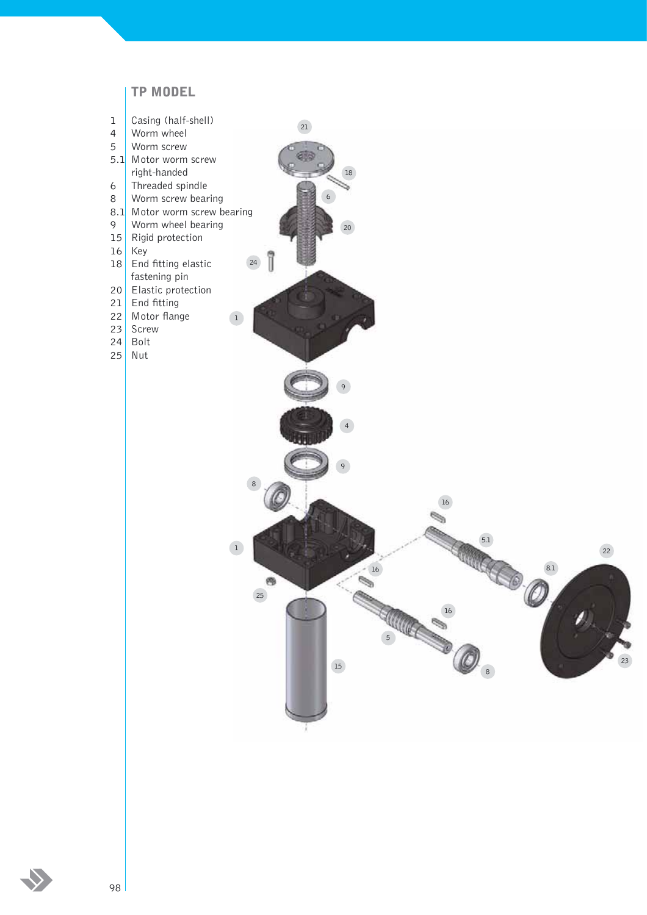## TP MODEL

| | |
|---|---|
| 1 | Casing (half-shell) |
| 4 | Worm wheel |
| 5 | Worm screw |
| 5.1 | Motor worm screw right-handed |
| 6 | Threaded spindle |
| 8 | Worm screw bearing |
| 8.1 | Motor worm screw bearing |
| 9 | Worm wheel bearing |
| 15 | Rigid protection |
| 16 | Key |
| 18 | End fitting elastic fastening pin |
| 20 | Elastic protection |
| 21 | End fitting |
| 22 | Motor flange |
| 23 | Screw |
| 24 | Bolt |
| 25 | Nut |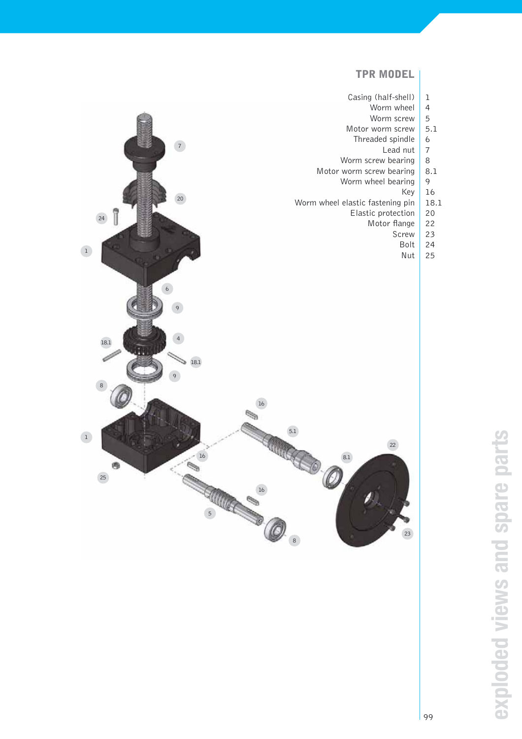## TPR MODEL

| Part | No. |
|---|---|
| Casing (half-shell) | 1 |
| Worm wheel | 4 |
| Worm screw | 5 |
| Motor worm screw | 5.1 |
| Threaded spindle | 6 |
| Lead nut | 7 |
| Worm screw bearing | 8 |
| Motor worm screw bearing | 8.1 |
| Worm wheel bearing | 9 |
| Key | 16 |
| Worm wheel elastic fastening pin | 18.1 |
| Elastic protection | 20 |
| Motor flange | 22 |
| Screw | 23 |
| Bolt | 24 |
| Nut | 25 |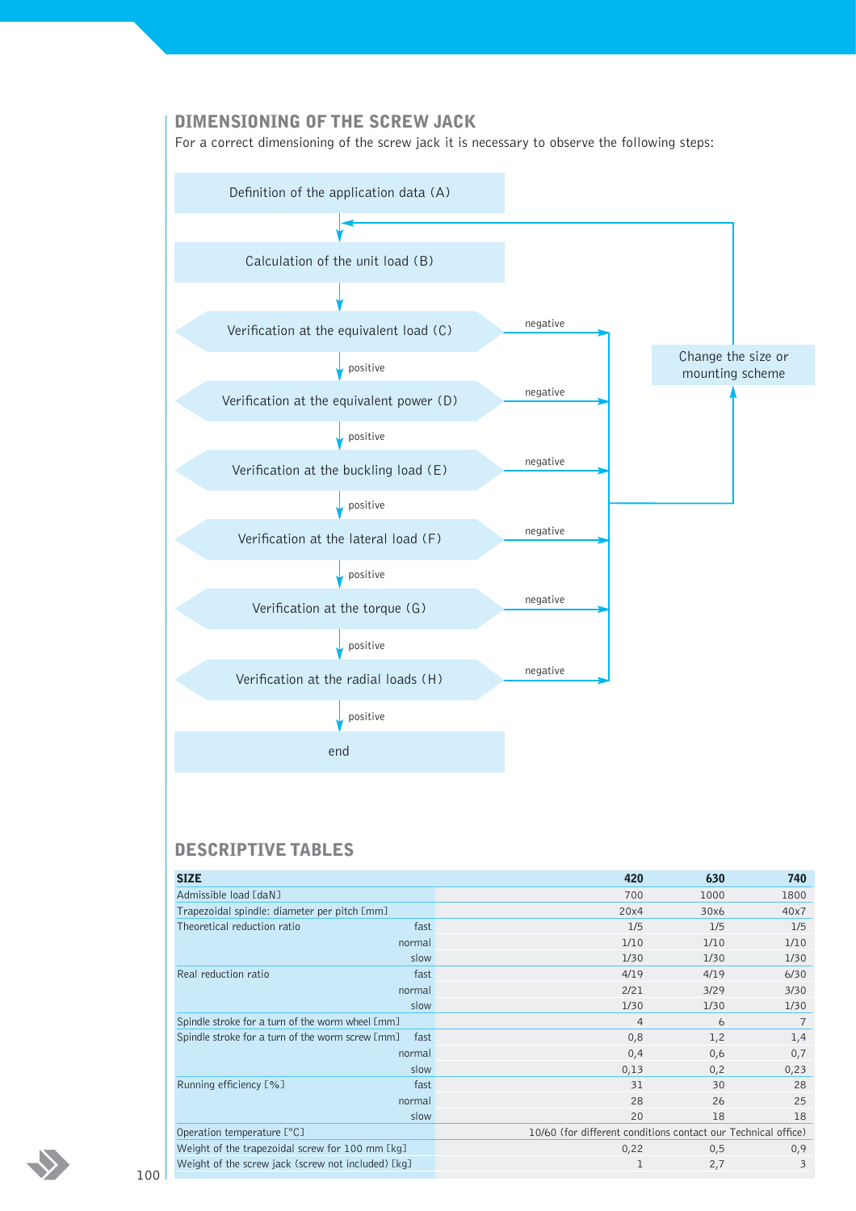## DIMENSIONING OF THE SCREW JACK

For a correct dimensioning of the screw jack it is necessary to observe the following steps:

- Definition of the application data (A)
- Calculation of the unit load (B)
- Verification at the equivalent load (C)
- Verification at the equivalent power (D)
- Verification at the buckling load (E)
- Verification at the lateral load (F)
- Verification at the torque (G)
- Verification at the radial loads (H)
- end

Each verification (C) to (H): if positive, proceed to the next step; if negative, "Change the size or mounting scheme" and return to Calculation of the unit load (B).

## DESCRIPTIVE TABLES

| SIZE | | 420 | 630 | 740 |
|---|---|---|---|---|
| Admissible load [daN] | | 700 | 1000 | 1800 |
| Trapezoidal spindle: diameter per pitch [mm] | | 20x4 | 30x6 | 40x7 |
| Theoretical reduction ratio | fast | 1/5 | 1/5 | 1/5 |
| | normal | 1/10 | 1/10 | 1/10 |
| | slow | 1/30 | 1/30 | 1/30 |
| Real reduction ratio | fast | 4/19 | 4/19 | 6/30 |
| | normal | 2/21 | 3/29 | 3/30 |
| | slow | 1/30 | 1/30 | 1/30 |
| Spindle stroke for a turn of the worm wheel [mm] | | 4 | 6 | 7 |
| Spindle stroke for a turn of the worm screw [mm] | fast | 0,8 | 1,2 | 1,4 |
| | normal | 0,4 | 0,6 | 0,7 |
| | slow | 0,13 | 0,2 | 0,23 |
| Running efficiency [%] | fast | 31 | 30 | 28 |
| | normal | 28 | 26 | 25 |
| | slow | 20 | 18 | 18 |
| Operation temperature [°C] | | 10/60 (for different conditions contact our Technical office) | | |
| Weight of the trapezoidal screw for 100 mm [kg] | | 0,22 | 0,5 | 0,9 |
| Weight of the screw jack (screw not included) [kg] | | 1 | 2,7 | 3 |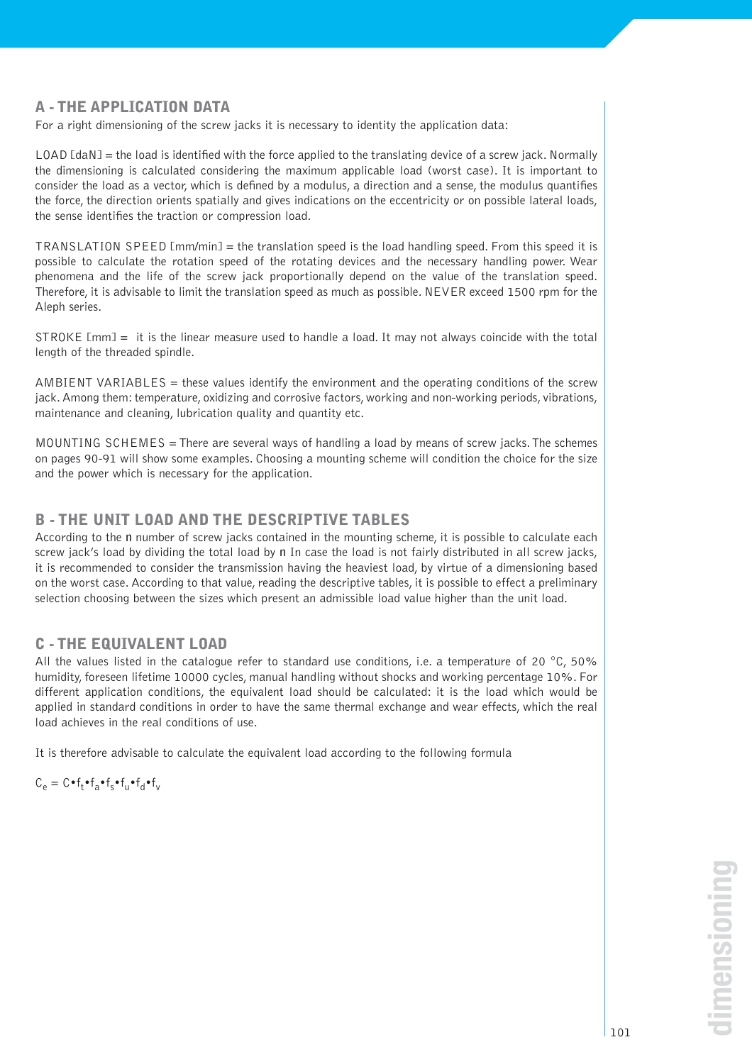## A - THE APPLICATION DATA

For a right dimensioning of the screw jacks it is necessary to identity the application data:

LOAD [daN] = the load is identified with the force applied to the translating device of a screw jack. Normally the dimensioning is calculated considering the maximum applicable load (worst case). It is important to consider the load as a vector, which is defined by a modulus, a direction and a sense, the modulus quantifies the force, the direction orients spatially and gives indications on the eccentricity or on possible lateral loads, the sense identifies the traction or compression load.

TRANSLATION SPEED [mm/min] = the translation speed is the load handling speed. From this speed it is possible to calculate the rotation speed of the rotating devices and the necessary handling power. Wear phenomena and the life of the screw jack proportionally depend on the value of the translation speed. Therefore, it is advisable to limit the translation speed as much as possible. NEVER exceed 1500 rpm for the Aleph series.

STROKE [mm] = it is the linear measure used to handle a load. It may not always coincide with the total length of the threaded spindle.

AMBIENT VARIABLES = these values identify the environment and the operating conditions of the screw jack. Among them: temperature, oxidizing and corrosive factors, working and non-working periods, vibrations, maintenance and cleaning, lubrication quality and quantity etc.

MOUNTING SCHEMES = There are several ways of handling a load by means of screw jacks. The schemes on pages 90-91 will show some examples. Choosing a mounting scheme will condition the choice for the size and the power which is necessary for the application.

## B - THE UNIT LOAD AND THE DESCRIPTIVE TABLES

According to the n number of screw jacks contained in the mounting scheme, it is possible to calculate each screw jack's load by dividing the total load by n In case the load is not fairly distributed in all screw jacks, it is recommended to consider the transmission having the heaviest load, by virtue of a dimensioning based on the worst case. According to that value, reading the descriptive tables, it is possible to effect a preliminary selection choosing between the sizes which present an admissible load value higher than the unit load.

## C - THE EQUIVALENT LOAD

All the values listed in the catalogue refer to standard use conditions, i.e. a temperature of 20 °C, 50% humidity, foreseen lifetime 10000 cycles, manual handling without shocks and working percentage 10%. For different application conditions, the equivalent load should be calculated: it is the load which would be applied in standard conditions in order to have the same thermal exchange and wear effects, which the real load achieves in the real conditions of use.

It is therefore advisable to calculate the equivalent load according to the following formula

$$C_e = C \cdot f_t \cdot f_a \cdot f_s \cdot f_u \cdot f_d \cdot f_v$$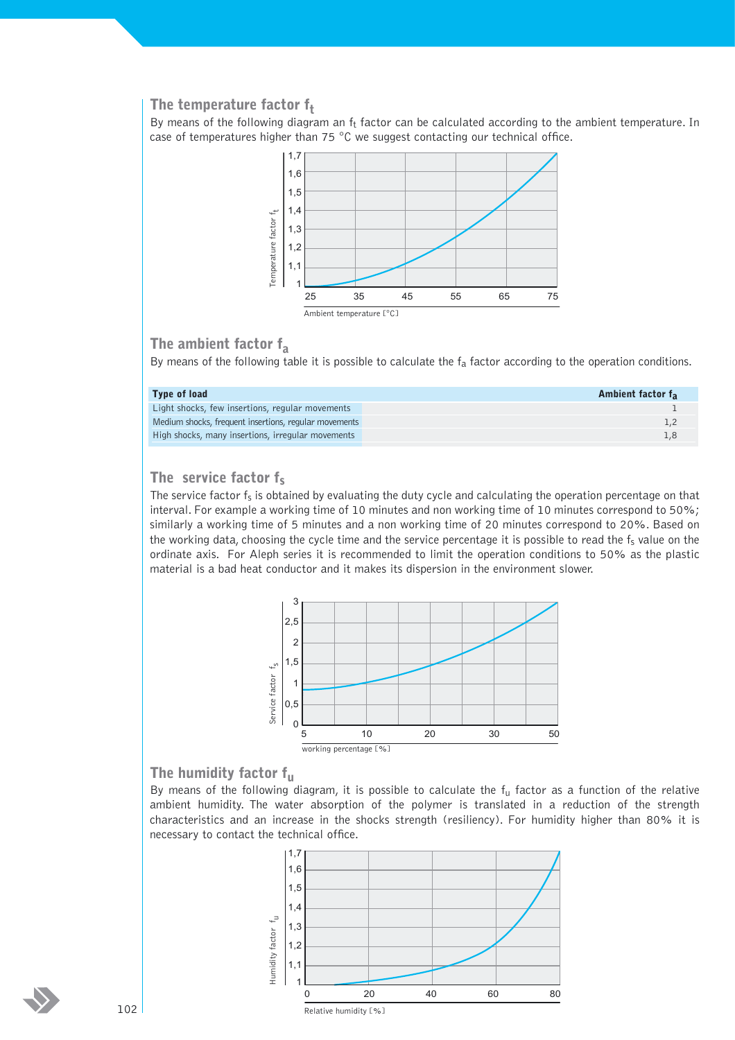## The temperature factor $f_t$

By means of the following diagram an $f_t$ factor can be calculated according to the ambient temperature. In case of temperatures higher than 75 °C we suggest contacting our technical office.

## The ambient factor $f_a$

By means of the following table it is possible to calculate the $f_a$ factor according to the operation conditions.

| Type of load | Ambient factor $f_a$ |
|---|---|
| Light shocks, few insertions, regular movements | 1 |
| Medium shocks, frequent insertions, regular movements | 1,2 |
| High shocks, many insertions, irregular movements | 1,8 |

## The service factor $f_s$

The service factor $f_s$ is obtained by evaluating the duty cycle and calculating the operation percentage on that interval. For example a working time of 10 minutes and non working time of 10 minutes correspond to 50%; similarly a working time of 5 minutes and a non working time of 20 minutes correspond to 20%. Based on the working data, choosing the cycle time and the service percentage it is possible to read the $f_s$ value on the ordinate axis. For Aleph series it is recommended to limit the operation conditions to 50% as the plastic material is a bad heat conductor and it makes its dispersion in the environment slower.

## The humidity factor $f_u$

By means of the following diagram, it is possible to calculate the $f_u$ factor as a function of the relative ambient humidity. The water absorption of the polymer is translated in a reduction of the strength characteristics and an increase in the shocks strength (resiliency). For humidity higher than 80% it is necessary to contact the technical office.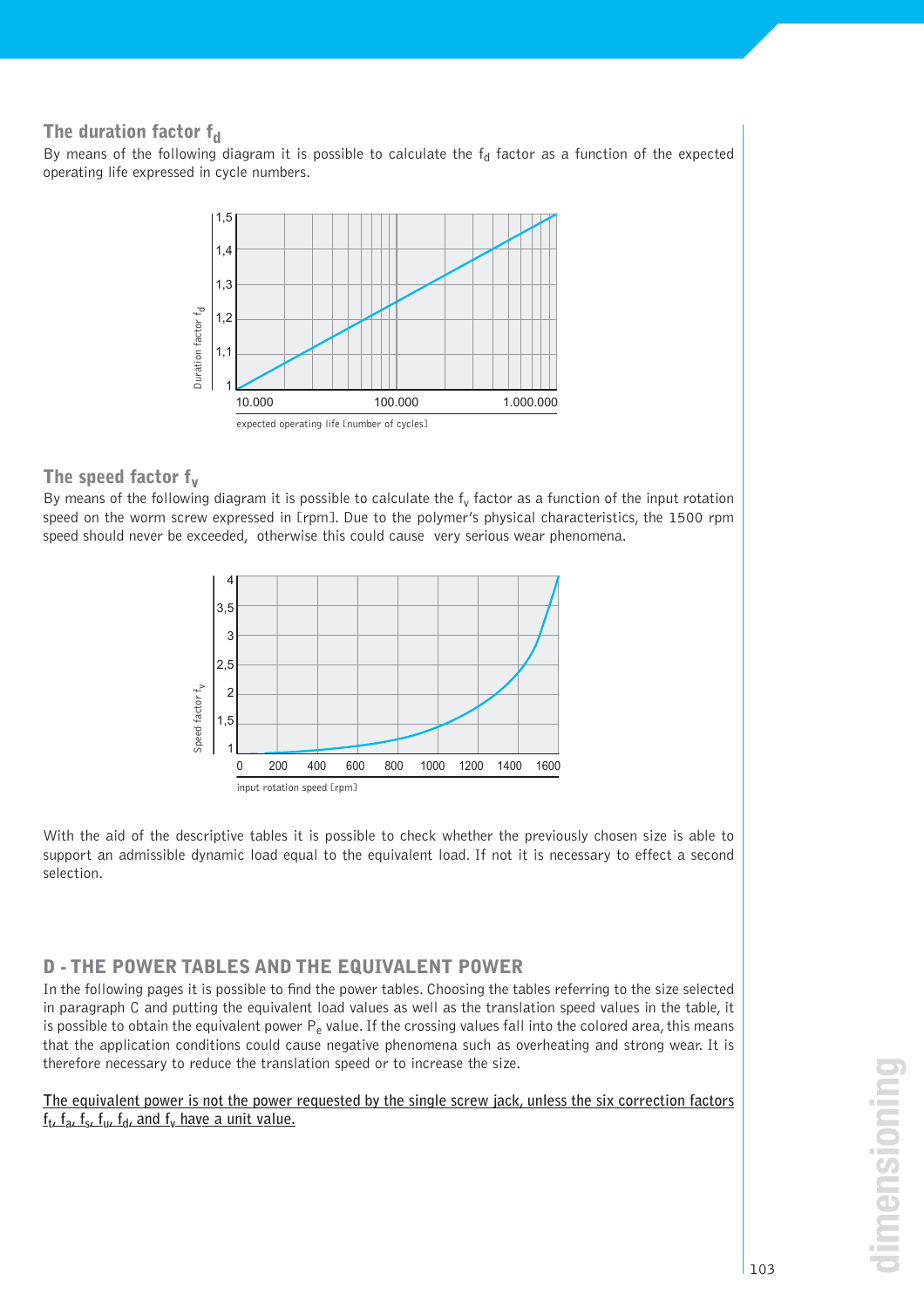## The duration factor $f_d$

By means of the following diagram it is possible to calculate the $f_d$ factor as a function of the expected operating life expressed in cycle numbers.

## The speed factor $f_v$

By means of the following diagram it is possible to calculate the $f_v$ factor as a function of the input rotation speed on the worm screw expressed in [rpm]. Due to the polymer's physical characteristics, the 1500 rpm speed should never be exceeded, otherwise this could cause very serious wear phenomena.

With the aid of the descriptive tables it is possible to check whether the previously chosen size is able to support an admissible dynamic load equal to the equivalent load. If not it is necessary to effect a second selection.

## D - THE POWER TABLES AND THE EQUIVALENT POWER

In the following pages it is possible to find the power tables. Choosing the tables referring to the size selected in paragraph C and putting the equivalent load values as well as the translation speed values in the table, it is possible to obtain the equivalent power $P_e$ value. If the crossing values fall into the colored area, this means that the application conditions could cause negative phenomena such as overheating and strong wear. It is therefore necessary to reduce the translation speed or to increase the size.

The equivalent power is not the power requested by the single screw jack, unless the six correction factors $f_t$, $f_a$, $f_s$, $f_u$, $f_d$, and $f_v$ have a unit value.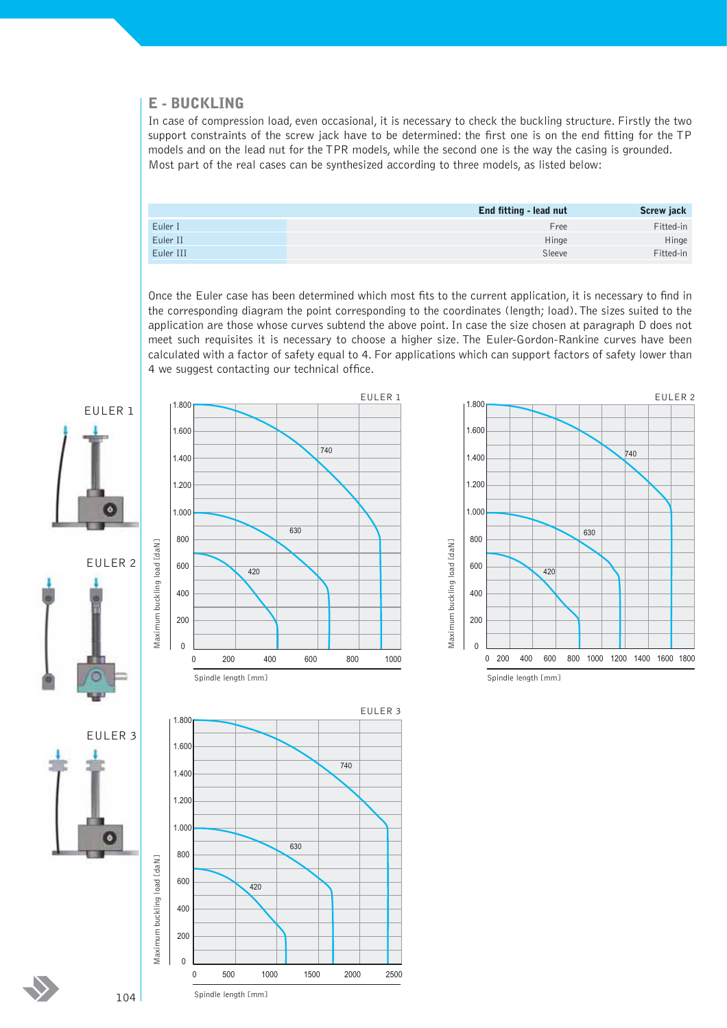## E - BUCKLING

In case of compression load, even occasional, it is necessary to check the buckling structure. Firstly the two support constraints of the screw jack have to be determined: the first one is on the end fitting for the TP models and on the lead nut for the TPR models, while the second one is the way the casing is grounded. Most part of the real cases can be synthesized according to three models, as listed below:

| | End fitting - lead nut | Screw jack |
|---|---|---|
| Euler I | Free | Fitted-in |
| Euler II | Hinge | Hinge |
| Euler III | Sleeve | Fitted-in |

Once the Euler case has been determined which most fits to the current application, it is necessary to find in the corresponding diagram the point corresponding to the coordinates (length; load). The sizes suited to the application are those whose curves subtend the above point. In case the size chosen at paragraph D does not meet such requisites it is necessary to choose a higher size. The Euler-Gordon-Rankine curves have been calculated with a factor of safety equal to 4. For applications which can support factors of safety lower than 4 we suggest contacting our technical office.

EULER 1

EULER 2

EULER 3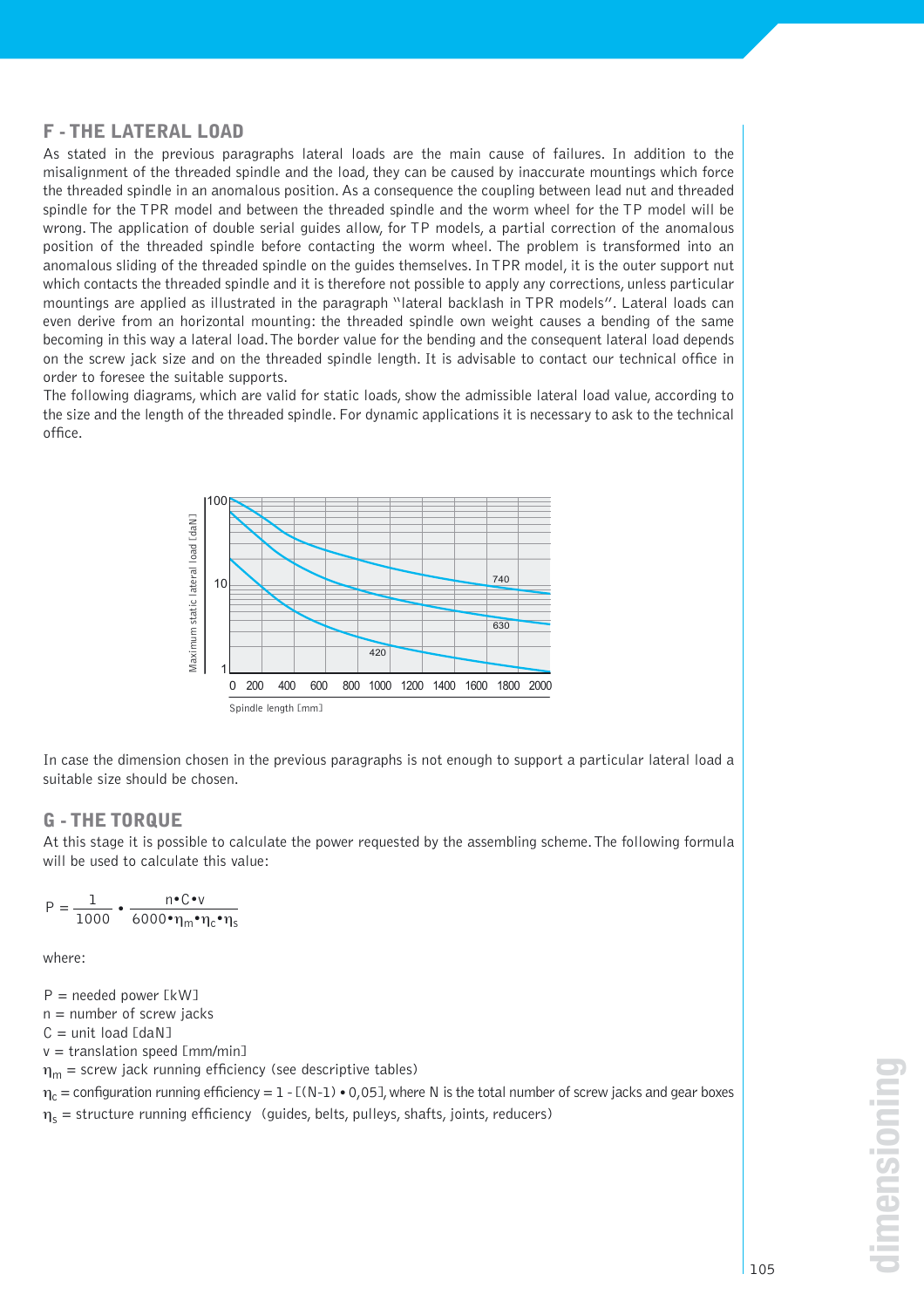## F - THE LATERAL LOAD

As stated in the previous paragraphs lateral loads are the main cause of failures. In addition to the misalignment of the threaded spindle and the load, they can be caused by inaccurate mountings which force the threaded spindle in an anomalous position. As a consequence the coupling between lead nut and threaded spindle for the TPR model and between the threaded spindle and the worm wheel for the TP model will be wrong. The application of double serial guides allow, for TP models, a partial correction of the anomalous position of the threaded spindle before contacting the worm wheel. The problem is transformed into an anomalous sliding of the threaded spindle on the guides themselves. In TPR model, it is the outer support nut which contacts the threaded spindle and it is therefore not possible to apply any corrections, unless particular mountings are applied as illustrated in the paragraph "lateral backlash in TPR models". Lateral loads can even derive from an horizontal mounting: the threaded spindle own weight causes a bending of the same becoming in this way a lateral load. The border value for the bending and the consequent lateral load depends on the screw jack size and on the threaded spindle length. It is advisable to contact our technical office in order to foresee the suitable supports.

The following diagrams, which are valid for static loads, show the admissible lateral load value, according to the size and the length of the threaded spindle. For dynamic applications it is necessary to ask to the technical office.

In case the dimension chosen in the previous paragraphs is not enough to support a particular lateral load a suitable size should be chosen.

## G - THE TORQUE

At this stage it is possible to calculate the power requested by the assembling scheme. The following formula will be used to calculate this value:

$$P = \frac{1}{1000} \cdot \frac{n \cdot C \cdot v}{6000 \cdot \eta_m \cdot \eta_c \cdot \eta_s}$$

where:

$P$ = needed power [kW]
$n$ = number of screw jacks
$C$ = unit load [daN]
$v$ = translation speed [mm/min]
$\eta_m$ = screw jack running efficiency (see descriptive tables)
$\eta_c$ = configuration running efficiency = $1 - [(N-1) \cdot 0{,}05]$, where N is the total number of screw jacks and gear boxes
$\eta_s$ = structure running efficiency (guides, belts, pulleys, shafts, joints, reducers)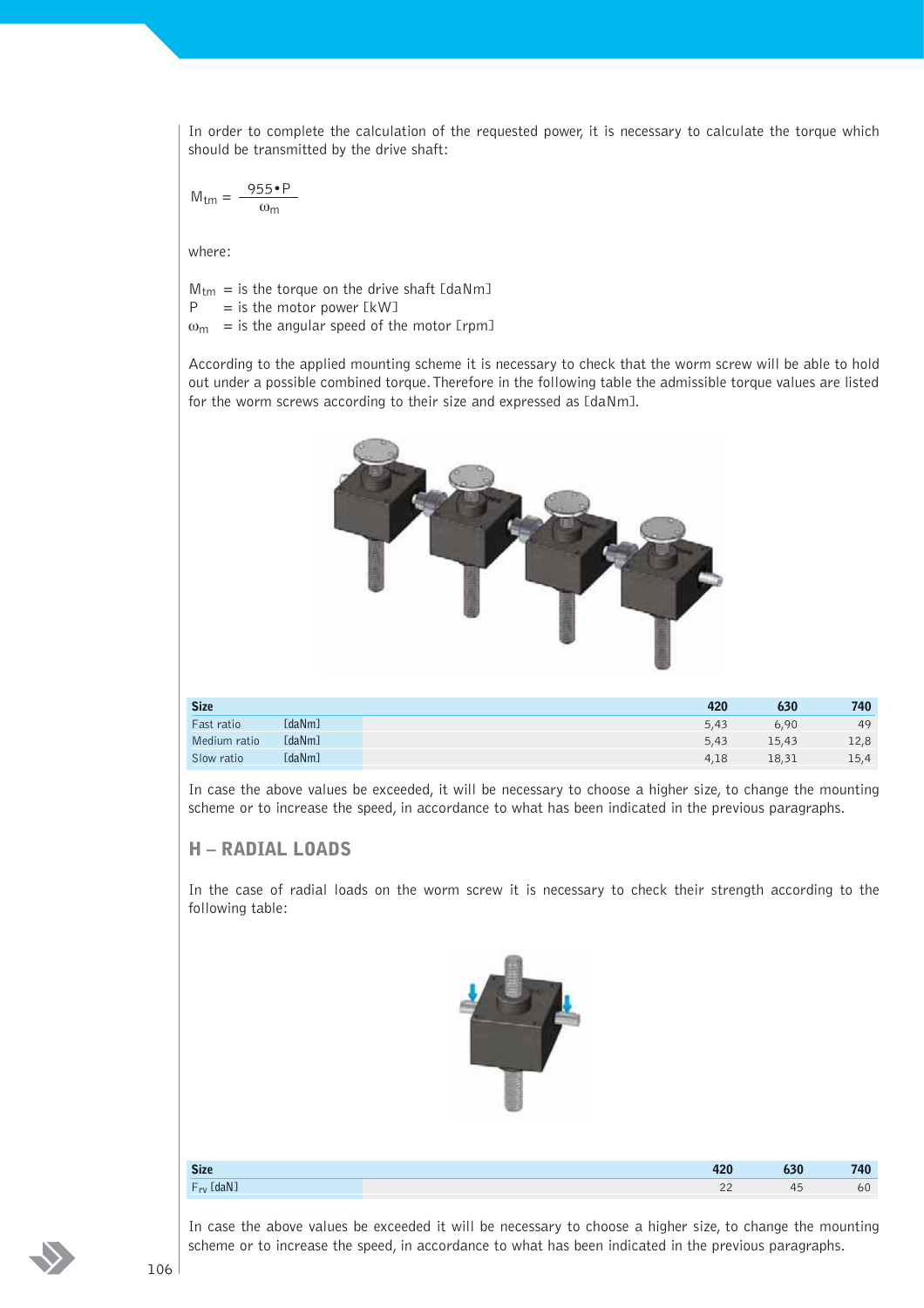In order to complete the calculation of the requested power, it is necessary to calculate the torque which should be transmitted by the drive shaft:

$$M_{tm} = \frac{955 \cdot P}{\omega_m}$$

where:

$M_{tm}$ = is the torque on the drive shaft [daNm]
$P$ = is the motor power [kW]
$\omega_m$ = is the angular speed of the motor [rpm]

According to the applied mounting scheme it is necessary to check that the worm screw will be able to hold out under a possible combined torque. Therefore in the following table the admissible torque values are listed for the worm screws according to their size and expressed as [daNm].

| Size | | 420 | 630 | 740 |
|---|---|---|---|---|
| Fast ratio | [daNm] | 5,43 | 6,90 | 49 |
| Medium ratio | [daNm] | 5,43 | 15,43 | 12,8 |
| Slow ratio | [daNm] | 4,18 | 18,31 | 15,4 |

In case the above values be exceeded, it will be necessary to choose a higher size, to change the mounting scheme or to increase the speed, in accordance to what has been indicated in the previous paragraphs.

## H – RADIAL LOADS

In the case of radial loads on the worm screw it is necessary to check their strength according to the following table:

| Size | 420 | 630 | 740 |
|---|---|---|---|
| $F_{rv}$ [daN] | 22 | 45 | 60 |

In case the above values be exceeded it will be necessary to choose a higher size, to change the mounting scheme or to increase the speed, in accordance to what has been indicated in the previous paragraphs.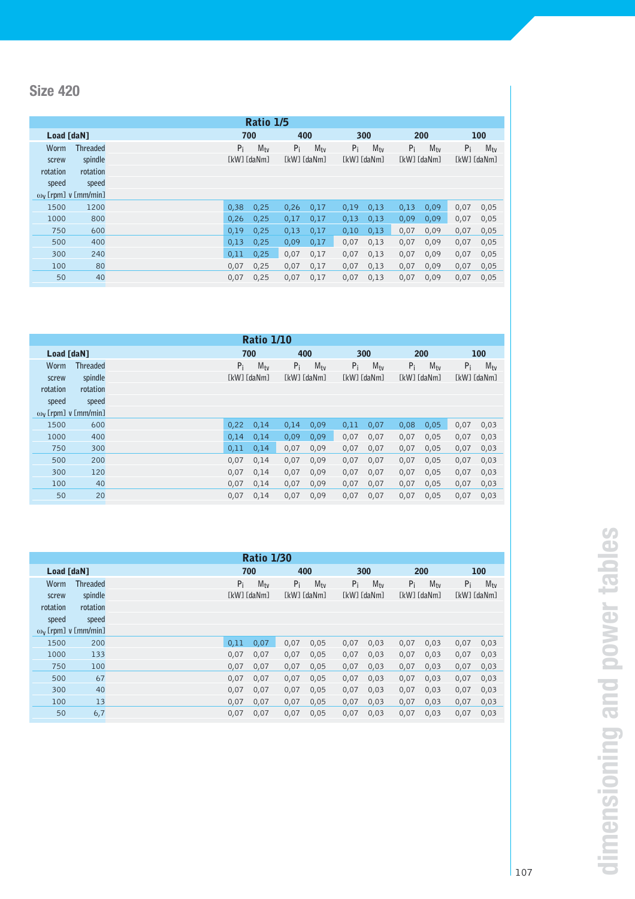## Size 420

| Ratio 1/5 | | | | | | | | | | | |
|---|---|---|---|---|---|---|---|---|---|---|---|
| **Load [daN]** | | **700** | | **400** | | **300** | | **200** | | **100** | |
| Worm screw rotation speed $\omega_v$ [rpm] | Threaded spindle rotation speed v [mm/min] | $P_i$ [kW] | $M_{tv}$ [daNm] | $P_i$ [kW] | $M_{tv}$ [daNm] | $P_i$ [kW] | $M_{tv}$ [daNm] | $P_i$ [kW] | $M_{tv}$ [daNm] | $P_i$ [kW] | $M_{tv}$ [daNm] |
| 1500 | 1200 | 0,38 | 0,25 | 0,26 | 0,17 | 0,19 | 0,13 | 0,13 | 0,09 | 0,07 | 0,05 |
| 1000 | 800 | 0,26 | 0,25 | 0,17 | 0,17 | 0,13 | 0,13 | 0,09 | 0,09 | 0,07 | 0,05 |
| 750 | 600 | 0,19 | 0,25 | 0,13 | 0,17 | 0,10 | 0,13 | 0,07 | 0,09 | 0,07 | 0,05 |
| 500 | 400 | 0,13 | 0,25 | 0,09 | 0,17 | 0,07 | 0,13 | 0,07 | 0,09 | 0,07 | 0,05 |
| 300 | 240 | 0,11 | 0,25 | 0,07 | 0,17 | 0,07 | 0,13 | 0,07 | 0,09 | 0,07 | 0,05 |
| 100 | 80 | 0,07 | 0,25 | 0,07 | 0,17 | 0,07 | 0,13 | 0,07 | 0,09 | 0,07 | 0,05 |
| 50 | 40 | 0,07 | 0,25 | 0,07 | 0,17 | 0,07 | 0,13 | 0,07 | 0,09 | 0,07 | 0,05 |

| Ratio 1/10 | | | | | | | | | | | |
|---|---|---|---|---|---|---|---|---|---|---|---|
| **Load [daN]** | | **700** | | **400** | | **300** | | **200** | | **100** | |
| Worm screw rotation speed $\omega_v$ [rpm] | Threaded spindle rotation speed v [mm/min] | $P_i$ [kW] | $M_{tv}$ [daNm] | $P_i$ [kW] | $M_{tv}$ [daNm] | $P_i$ [kW] | $M_{tv}$ [daNm] | $P_i$ [kW] | $M_{tv}$ [daNm] | $P_i$ [kW] | $M_{tv}$ [daNm] |
| 1500 | 600 | 0,22 | 0,14 | 0,14 | 0,09 | 0,11 | 0,07 | 0,08 | 0,05 | 0,07 | 0,03 |
| 1000 | 400 | 0,14 | 0,14 | 0,09 | 0,09 | 0,07 | 0,07 | 0,07 | 0,05 | 0,07 | 0,03 |
| 750 | 300 | 0,11 | 0,14 | 0,07 | 0,09 | 0,07 | 0,07 | 0,07 | 0,05 | 0,07 | 0,03 |
| 500 | 200 | 0,07 | 0,14 | 0,07 | 0,09 | 0,07 | 0,07 | 0,07 | 0,05 | 0,07 | 0,03 |
| 300 | 120 | 0,07 | 0,14 | 0,07 | 0,09 | 0,07 | 0,07 | 0,07 | 0,05 | 0,07 | 0,03 |
| 100 | 40 | 0,07 | 0,14 | 0,07 | 0,09 | 0,07 | 0,07 | 0,07 | 0,05 | 0,07 | 0,03 |
| 50 | 20 | 0,07 | 0,14 | 0,07 | 0,09 | 0,07 | 0,07 | 0,07 | 0,05 | 0,07 | 0,03 |

| Ratio 1/30 | | | | | | | | | | | |
|---|---|---|---|---|---|---|---|---|---|---|---|
| **Load [daN]** | | **700** | | **400** | | **300** | | **200** | | **100** | |
| Worm screw rotation speed $\omega_v$ [rpm] | Threaded spindle rotation speed v [mm/min] | $P_i$ [kW] | $M_{tv}$ [daNm] | $P_i$ [kW] | $M_{tv}$ [daNm] | $P_i$ [kW] | $M_{tv}$ [daNm] | $P_i$ [kW] | $M_{tv}$ [daNm] | $P_i$ [kW] | $M_{tv}$ [daNm] |
| 1500 | 200 | 0,11 | 0,07 | 0,07 | 0,05 | 0,07 | 0,03 | 0,07 | 0,03 | 0,07 | 0,03 |
| 1000 | 133 | 0,07 | 0,07 | 0,07 | 0,05 | 0,07 | 0,03 | 0,07 | 0,03 | 0,07 | 0,03 |
| 750 | 100 | 0,07 | 0,07 | 0,07 | 0,05 | 0,07 | 0,03 | 0,07 | 0,03 | 0,07 | 0,03 |
| 500 | 67 | 0,07 | 0,07 | 0,07 | 0,05 | 0,07 | 0,03 | 0,07 | 0,03 | 0,07 | 0,03 |
| 300 | 40 | 0,07 | 0,07 | 0,07 | 0,05 | 0,07 | 0,03 | 0,07 | 0,03 | 0,07 | 0,03 |
| 100 | 13 | 0,07 | 0,07 | 0,07 | 0,05 | 0,07 | 0,03 | 0,07 | 0,03 | 0,07 | 0,03 |
| 50 | 6,7 | 0,07 | 0,07 | 0,07 | 0,05 | 0,07 | 0,03 | 0,07 | 0,03 | 0,07 | 0,03 |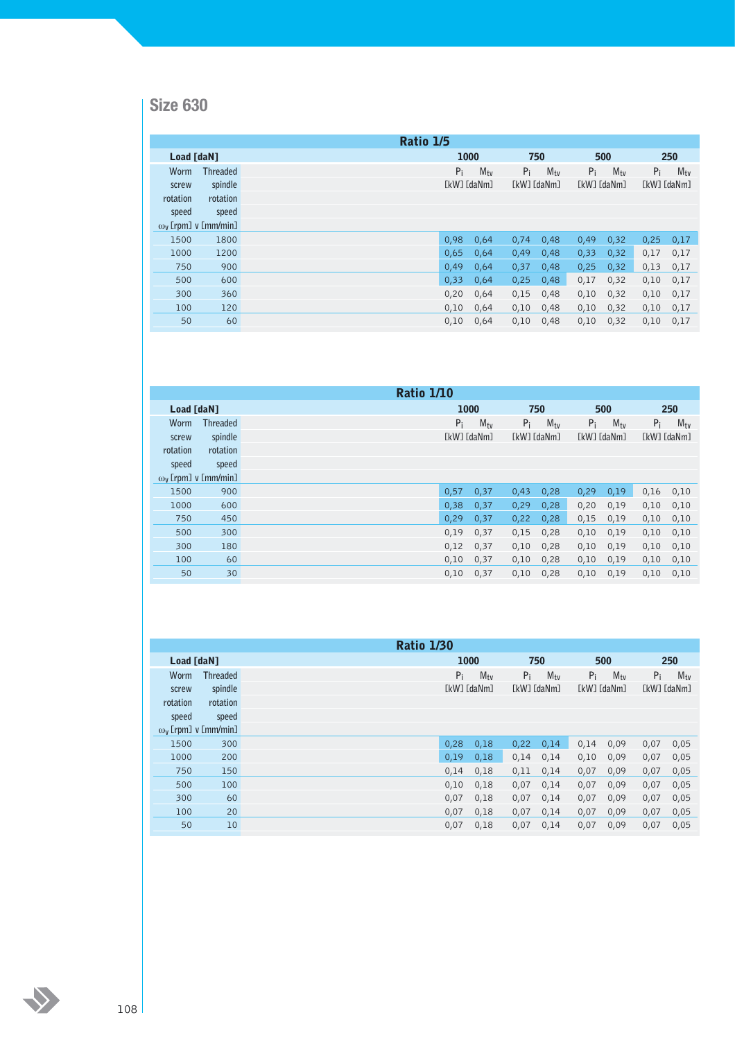## Size 630

| Ratio 1/5 | | | | | | | | | |
|---|---|---|---|---|---|---|---|---|---|
| Load [daN] | | 1000 | | 750 | | 500 | | 250 | |
| Worm screw rotation speed $\omega_v$ [rpm] | Threaded spindle rotation speed v [mm/min] | $P_i$ [kW] | $M_{tv}$ [daNm] | $P_i$ [kW] | $M_{tv}$ [daNm] | $P_i$ [kW] | $M_{tv}$ [daNm] | $P_i$ [kW] | $M_{tv}$ [daNm] |
| 1500 | 1800 | 0,98 | 0,64 | 0,74 | 0,48 | 0,49 | 0,32 | 0,25 | 0,17 |
| 1000 | 1200 | 0,65 | 0,64 | 0,49 | 0,48 | 0,33 | 0,32 | 0,17 | 0,17 |
| 750 | 900 | 0,49 | 0,64 | 0,37 | 0,48 | 0,25 | 0,32 | 0,13 | 0,17 |
| 500 | 600 | 0,33 | 0,64 | 0,25 | 0,48 | 0,17 | 0,32 | 0,10 | 0,17 |
| 300 | 360 | 0,20 | 0,64 | 0,15 | 0,48 | 0,10 | 0,32 | 0,10 | 0,17 |
| 100 | 120 | 0,10 | 0,64 | 0,10 | 0,48 | 0,10 | 0,32 | 0,10 | 0,17 |
| 50 | 60 | 0,10 | 0,64 | 0,10 | 0,48 | 0,10 | 0,32 | 0,10 | 0,17 |

| Ratio 1/10 | | | | | | | | | |
|---|---|---|---|---|---|---|---|---|---|
| Load [daN] | | 1000 | | 750 | | 500 | | 250 | |
| Worm screw rotation speed $\omega_v$ [rpm] | Threaded spindle rotation speed v [mm/min] | $P_i$ [kW] | $M_{tv}$ [daNm] | $P_i$ [kW] | $M_{tv}$ [daNm] | $P_i$ [kW] | $M_{tv}$ [daNm] | $P_i$ [kW] | $M_{tv}$ [daNm] |
| 1500 | 900 | 0,57 | 0,37 | 0,43 | 0,28 | 0,29 | 0,19 | 0,16 | 0,10 |
| 1000 | 600 | 0,38 | 0,37 | 0,29 | 0,28 | 0,20 | 0,19 | 0,10 | 0,10 |
| 750 | 450 | 0,29 | 0,37 | 0,22 | 0,28 | 0,15 | 0,19 | 0,10 | 0,10 |
| 500 | 300 | 0,19 | 0,37 | 0,15 | 0,28 | 0,10 | 0,19 | 0,10 | 0,10 |
| 300 | 180 | 0,12 | 0,37 | 0,10 | 0,28 | 0,10 | 0,19 | 0,10 | 0,10 |
| 100 | 60 | 0,10 | 0,37 | 0,10 | 0,28 | 0,10 | 0,19 | 0,10 | 0,10 |
| 50 | 30 | 0,10 | 0,37 | 0,10 | 0,28 | 0,10 | 0,19 | 0,10 | 0,10 |

| Ratio 1/30 | | | | | | | | | |
|---|---|---|---|---|---|---|---|---|---|
| Load [daN] | | 1000 | | 750 | | 500 | | 250 | |
| Worm screw rotation speed $\omega_v$ [rpm] | Threaded spindle rotation speed v [mm/min] | $P_i$ [kW] | $M_{tv}$ [daNm] | $P_i$ [kW] | $M_{tv}$ [daNm] | $P_i$ [kW] | $M_{tv}$ [daNm] | $P_i$ [kW] | $M_{tv}$ [daNm] |
| 1500 | 300 | 0,28 | 0,18 | 0,22 | 0,14 | 0,14 | 0,09 | 0,07 | 0,05 |
| 1000 | 200 | 0,19 | 0,18 | 0,14 | 0,14 | 0,10 | 0,09 | 0,07 | 0,05 |
| 750 | 150 | 0,14 | 0,18 | 0,11 | 0,14 | 0,07 | 0,09 | 0,07 | 0,05 |
| 500 | 100 | 0,10 | 0,18 | 0,07 | 0,14 | 0,07 | 0,09 | 0,07 | 0,05 |
| 300 | 60 | 0,07 | 0,18 | 0,07 | 0,14 | 0,07 | 0,09 | 0,07 | 0,05 |
| 100 | 20 | 0,07 | 0,18 | 0,07 | 0,14 | 0,07 | 0,09 | 0,07 | 0,05 |
| 50 | 10 | 0,07 | 0,18 | 0,07 | 0,14 | 0,07 | 0,09 | 0,07 | 0,05 |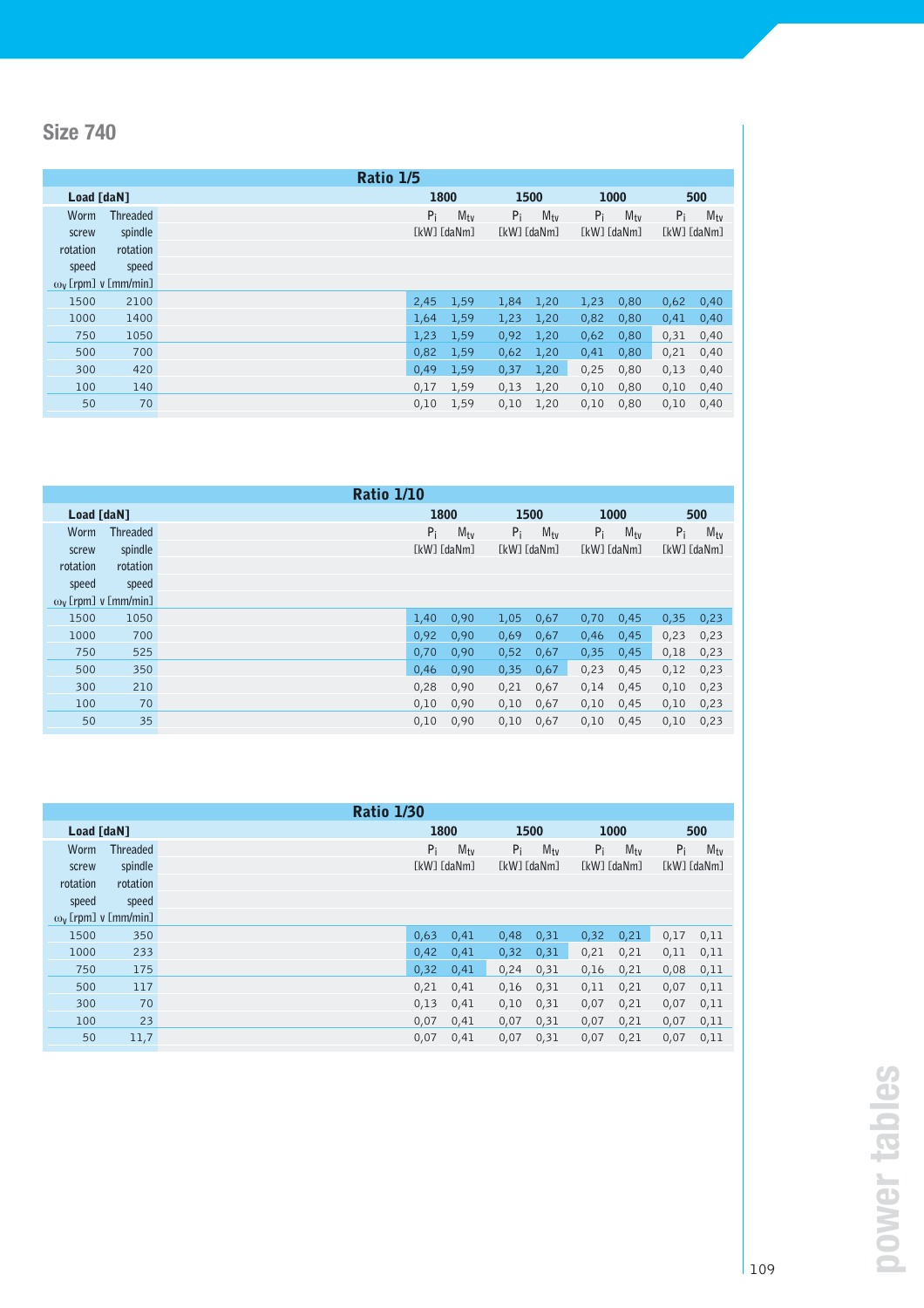## Size 740

| Ratio 1/5 | | | | | | | | | |
|---|---|---|---|---|---|---|---|---|---|
| **Load [daN]** | | **1800** | | **1500** | | **1000** | | **500** | |
| Worm screw rotation speed $\omega_v$ [rpm] | Threaded spindle rotation speed v [mm/min] | $P_i$ [kW] | $M_{tv}$ [daNm] | $P_i$ [kW] | $M_{tv}$ [daNm] | $P_i$ [kW] | $M_{tv}$ [daNm] | $P_i$ [kW] | $M_{tv}$ [daNm] |
| 1500 | 2100 | 2,45 | 1,59 | 1,84 | 1,20 | 1,23 | 0,80 | 0,62 | 0,40 |
| 1000 | 1400 | 1,64 | 1,59 | 1,23 | 1,20 | 0,82 | 0,80 | 0,41 | 0,40 |
| 750 | 1050 | 1,23 | 1,59 | 0,92 | 1,20 | 0,62 | 0,80 | 0,31 | 0,40 |
| 500 | 700 | 0,82 | 1,59 | 0,62 | 1,20 | 0,41 | 0,80 | 0,21 | 0,40 |
| 300 | 420 | 0,49 | 1,59 | 0,37 | 1,20 | 0,25 | 0,80 | 0,13 | 0,40 |
| 100 | 140 | 0,17 | 1,59 | 0,13 | 1,20 | 0,10 | 0,80 | 0,10 | 0,40 |
| 50 | 70 | 0,10 | 1,59 | 0,10 | 1,20 | 0,10 | 0,80 | 0,10 | 0,40 |

| Ratio 1/10 | | | | | | | | | |
|---|---|---|---|---|---|---|---|---|---|
| **Load [daN]** | | **1800** | | **1500** | | **1000** | | **500** | |
| Worm screw rotation speed $\omega_v$ [rpm] | Threaded spindle rotation speed v [mm/min] | $P_i$ [kW] | $M_{tv}$ [daNm] | $P_i$ [kW] | $M_{tv}$ [daNm] | $P_i$ [kW] | $M_{tv}$ [daNm] | $P_i$ [kW] | $M_{tv}$ [daNm] |
| 1500 | 1050 | 1,40 | 0,90 | 1,05 | 0,67 | 0,70 | 0,45 | 0,35 | 0,23 |
| 1000 | 700 | 0,92 | 0,90 | 0,69 | 0,67 | 0,46 | 0,45 | 0,23 | 0,23 |
| 750 | 525 | 0,70 | 0,90 | 0,52 | 0,67 | 0,35 | 0,45 | 0,18 | 0,23 |
| 500 | 350 | 0,46 | 0,90 | 0,35 | 0,67 | 0,23 | 0,45 | 0,12 | 0,23 |
| 300 | 210 | 0,28 | 0,90 | 0,21 | 0,67 | 0,14 | 0,45 | 0,10 | 0,23 |
| 100 | 70 | 0,10 | 0,90 | 0,10 | 0,67 | 0,10 | 0,45 | 0,10 | 0,23 |
| 50 | 35 | 0,10 | 0,90 | 0,10 | 0,67 | 0,10 | 0,45 | 0,10 | 0,23 |

| Ratio 1/30 | | | | | | | | | |
|---|---|---|---|---|---|---|---|---|---|
| **Load [daN]** | | **1800** | | **1500** | | **1000** | | **500** | |
| Worm screw rotation speed $\omega_v$ [rpm] | Threaded spindle rotation speed v [mm/min] | $P_i$ [kW] | $M_{tv}$ [daNm] | $P_i$ [kW] | $M_{tv}$ [daNm] | $P_i$ [kW] | $M_{tv}$ [daNm] | $P_i$ [kW] | $M_{tv}$ [daNm] |
| 1500 | 350 | 0,63 | 0,41 | 0,48 | 0,31 | 0,32 | 0,21 | 0,17 | 0,11 |
| 1000 | 233 | 0,42 | 0,41 | 0,32 | 0,31 | 0,21 | 0,21 | 0,11 | 0,11 |
| 750 | 175 | 0,32 | 0,41 | 0,24 | 0,31 | 0,16 | 0,21 | 0,08 | 0,11 |
| 500 | 117 | 0,21 | 0,41 | 0,16 | 0,31 | 0,11 | 0,21 | 0,07 | 0,11 |
| 300 | 70 | 0,13 | 0,41 | 0,10 | 0,31 | 0,07 | 0,21 | 0,07 | 0,11 |
| 100 | 23 | 0,07 | 0,41 | 0,07 | 0,31 | 0,07 | 0,21 | 0,07 | 0,11 |
| 50 | 11,7 | 0,07 | 0,41 | 0,07 | 0,31 | 0,07 | 0,21 | 0,07 | 0,11 |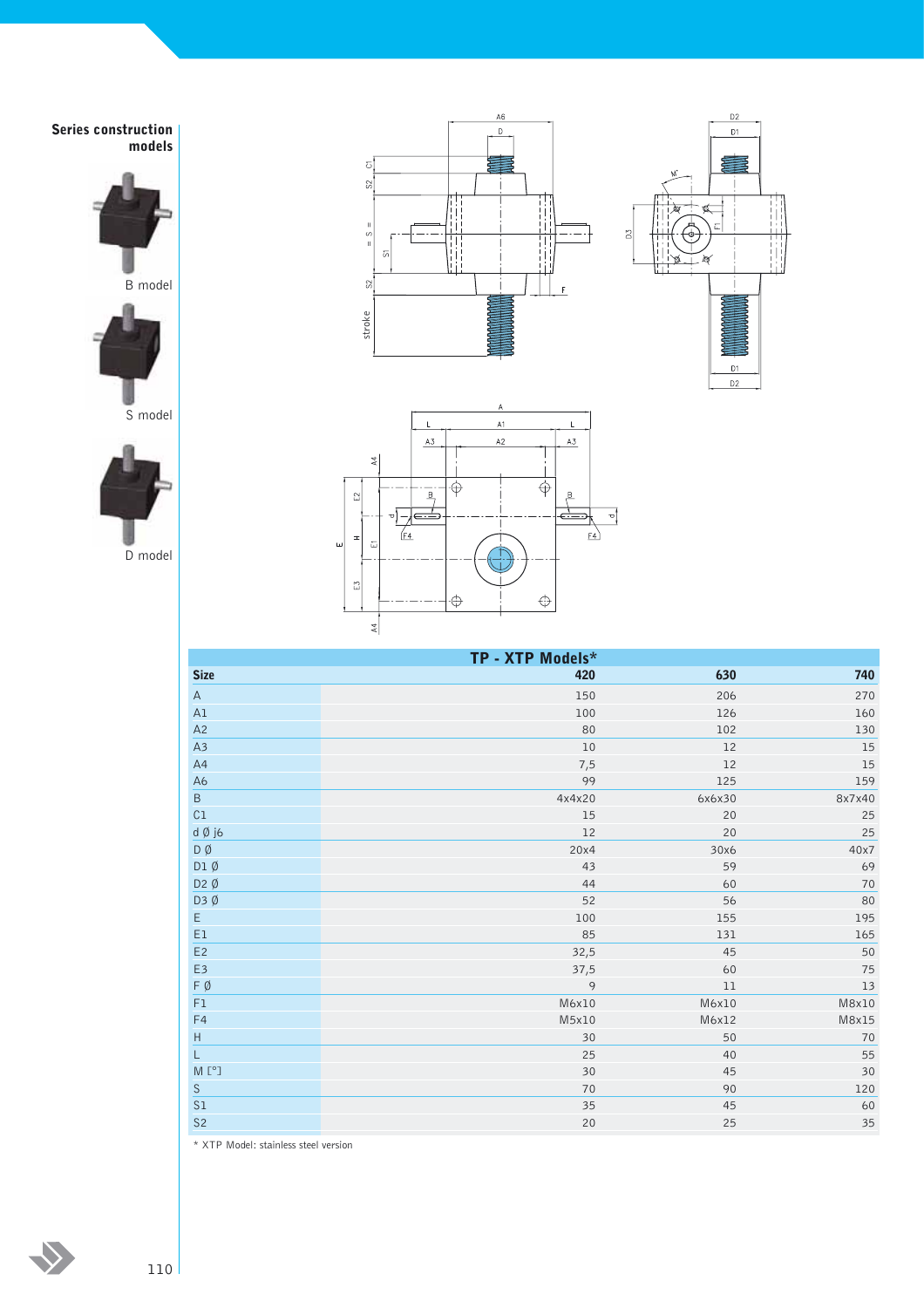**Series construction models**

B model

S model

D model

| TP - XTP Models* | | | |
|---|---|---|---|
| **Size** | **420** | **630** | **740** |
| A | 150 | 206 | 270 |
| A1 | 100 | 126 | 160 |
| A2 | 80 | 102 | 130 |
| A3 | 10 | 12 | 15 |
| A4 | 7,5 | 12 | 15 |
| A6 | 99 | 125 | 159 |
| B | 4x4x20 | 6x6x30 | 8x7x40 |
| C1 | 15 | 20 | 25 |
| d Ø j6 | 12 | 20 | 25 |
| D Ø | 20x4 | 30x6 | 40x7 |
| D1 Ø | 43 | 59 | 69 |
| D2 Ø | 44 | 60 | 70 |
| D3 Ø | 52 | 56 | 80 |
| E | 100 | 155 | 195 |
| E1 | 85 | 131 | 165 |
| E2 | 32,5 | 45 | 50 |
| E3 | 37,5 | 60 | 75 |
| F Ø | 9 | 11 | 13 |
| F1 | M6x10 | M6x10 | M8x10 |
| F4 | M5x10 | M6x12 | M8x15 |
| H | 30 | 50 | 70 |
| L | 25 | 40 | 55 |
| M [°] | 30 | 45 | 30 |
| S | 70 | 90 | 120 |
| S1 | 35 | 45 | 60 |
| S2 | 20 | 25 | 35 |

* XTP Model: stainless steel version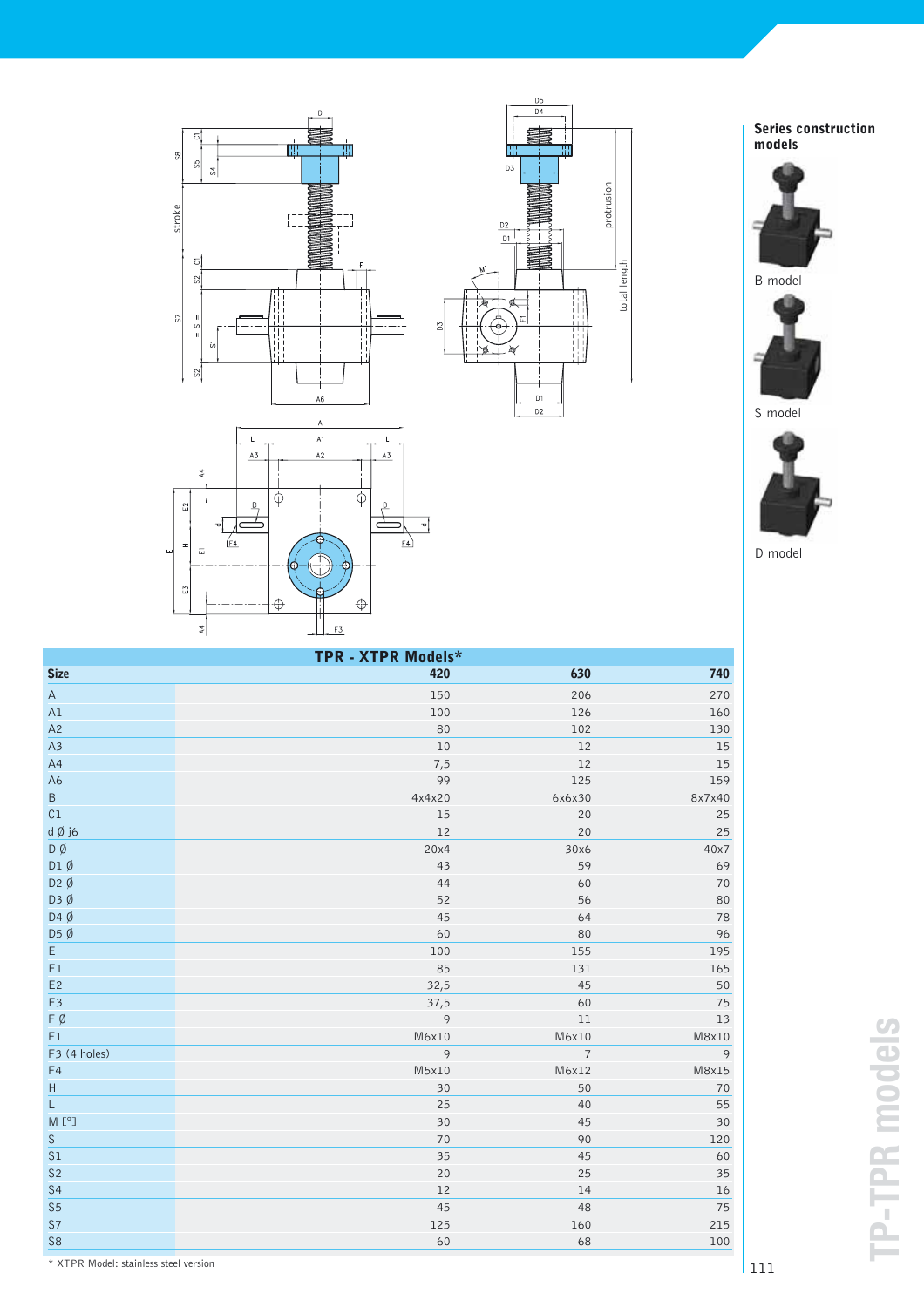## Series construction models

B model

S model

D model

| TPR - XTPR Models* | | | |
|---|---|---|---|
| **Size** | **420** | **630** | **740** |
| A | 150 | 206 | 270 |
| A1 | 100 | 126 | 160 |
| A2 | 80 | 102 | 130 |
| A3 | 10 | 12 | 15 |
| A4 | 7,5 | 12 | 15 |
| A6 | 99 | 125 | 159 |
| B | 4x4x20 | 6x6x30 | 8x7x40 |
| C1 | 15 | 20 | 25 |
| d Ø j6 | 12 | 20 | 25 |
| D Ø | 20x4 | 30x6 | 40x7 |
| D1 Ø | 43 | 59 | 69 |
| D2 Ø | 44 | 60 | 70 |
| D3 Ø | 52 | 56 | 80 |
| D4 Ø | 45 | 64 | 78 |
| D5 Ø | 60 | 80 | 96 |
| E | 100 | 155 | 195 |
| E1 | 85 | 131 | 165 |
| E2 | 32,5 | 45 | 50 |
| E3 | 37,5 | 60 | 75 |
| F Ø | 9 | 11 | 13 |
| F1 | M6x10 | M6x10 | M8x10 |
| F3 (4 holes) | 9 | 7 | 9 |
| F4 | M5x10 | M6x12 | M8x15 |
| H | 30 | 50 | 70 |
| L | 25 | 40 | 55 |
| M [°] | 30 | 45 | 30 |
| S | 70 | 90 | 120 |
| S1 | 35 | 45 | 60 |
| S2 | 20 | 25 | 35 |
| S4 | 12 | 14 | 16 |
| S5 | 45 | 48 | 75 |
| S7 | 125 | 160 | 215 |
| S8 | 60 | 68 | 100 |

* XTPR Model: stainless steel version

TP-TPR models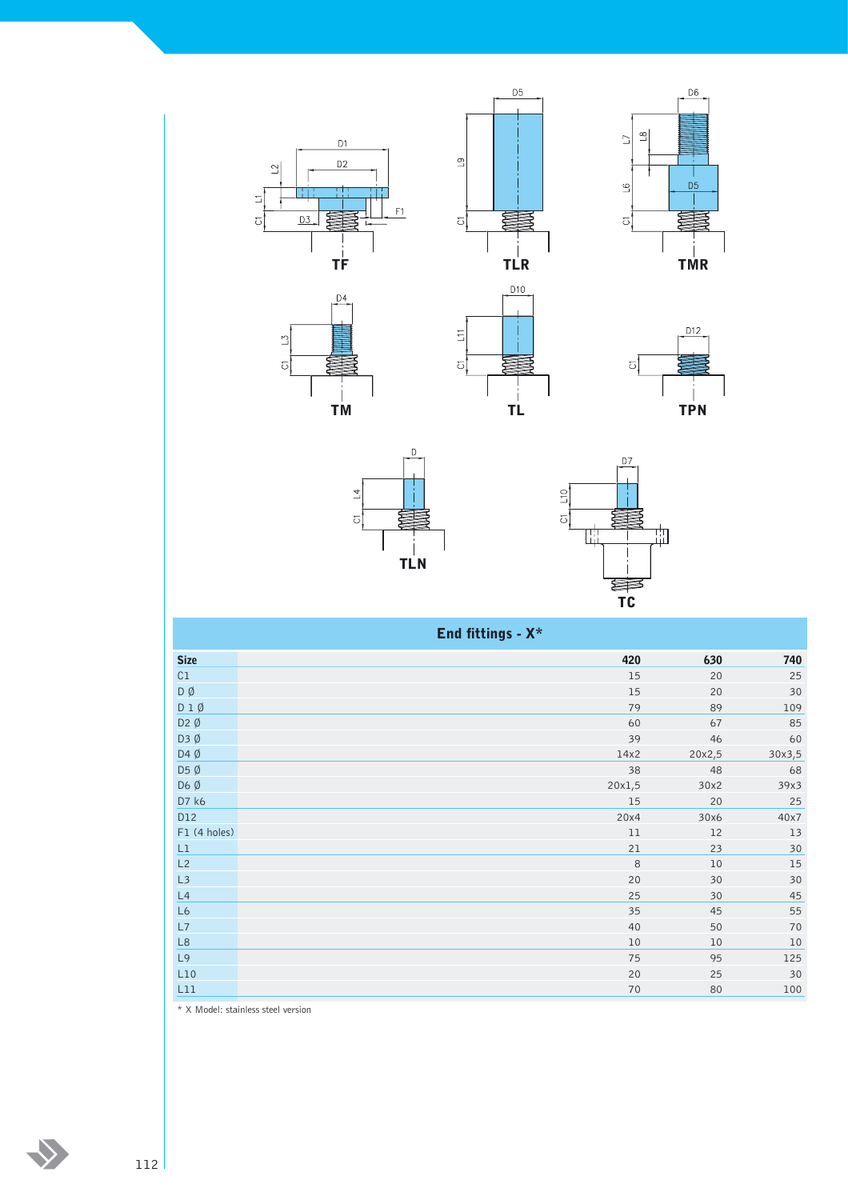TF

TLR

TMR

TM

TL

TPN

TLN

TC

## End fittings - X*

| Size | 420 | 630 | 740 |
|---|---|---|---|
| C1 | 15 | 20 | 25 |
| D Ø | 15 | 20 | 30 |
| D 1 Ø | 79 | 89 | 109 |
| D2 Ø | 60 | 67 | 85 |
| D3 Ø | 39 | 46 | 60 |
| D4 Ø | 14x2 | 20x2,5 | 30x3,5 |
| D5 Ø | 38 | 48 | 68 |
| D6 Ø | 20x1,5 | 30x2 | 39x3 |
| D7 k6 | 15 | 20 | 25 |
| D12 | 20x4 | 30x6 | 40x7 |
| F1 (4 holes) | 11 | 12 | 13 |
| L1 | 21 | 23 | 30 |
| L2 | 8 | 10 | 15 |
| L3 | 20 | 30 | 30 |
| L4 | 25 | 30 | 45 |
| L6 | 35 | 45 | 55 |
| L7 | 40 | 50 | 70 |
| L8 | 10 | 10 | 10 |
| L9 | 75 | 95 | 125 |
| L10 | 20 | 25 | 30 |
| L11 | 70 | 80 | 100 |

* X Model: stainless steel version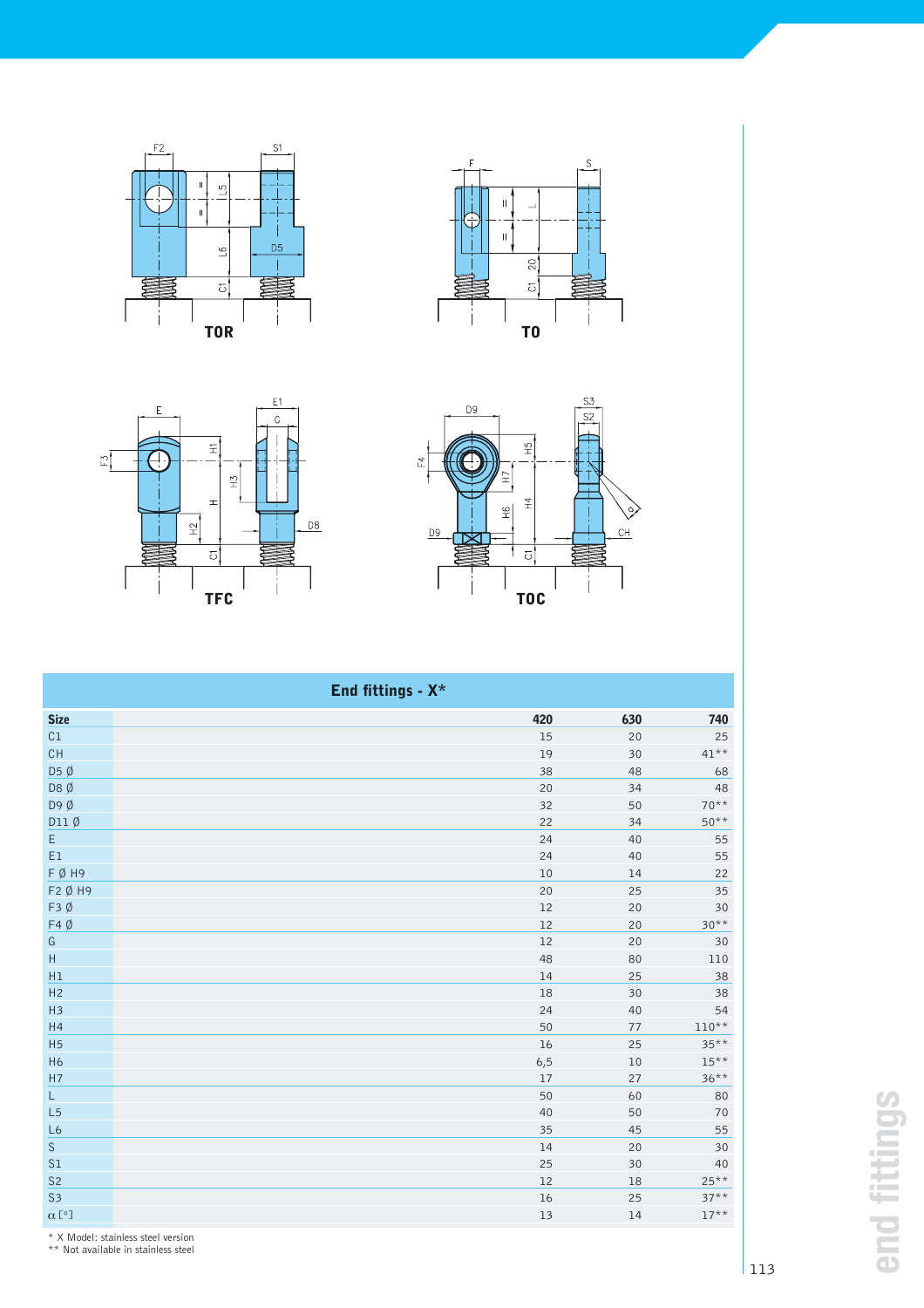TOR

TO

TFC

TOC

| End fittings - X* | | | |
|---|---|---|---|
| **Size** | **420** | **630** | **740** |
| C1 | 15 | 20 | 25 |
| CH | 19 | 30 | 41** |
| D5 Ø | 38 | 48 | 68 |
| D8 Ø | 20 | 34 | 48 |
| D9 Ø | 32 | 50 | 70** |
| D11 Ø | 22 | 34 | 50** |
| E | 24 | 40 | 55 |
| E1 | 24 | 40 | 55 |
| F Ø H9 | 10 | 14 | 22 |
| F2 Ø H9 | 20 | 25 | 35 |
| F3 Ø | 12 | 20 | 30 |
| F4 Ø | 12 | 20 | 30** |
| G | 12 | 20 | 30 |
| H | 48 | 80 | 110 |
| H1 | 14 | 25 | 38 |
| H2 | 18 | 30 | 38 |
| H3 | 24 | 40 | 54 |
| H4 | 50 | 77 | 110** |
| H5 | 16 | 25 | 35** |
| H6 | 6,5 | 10 | 15** |
| H7 | 17 | 27 | 36** |
| L | 50 | 60 | 80 |
| L5 | 40 | 50 | 70 |
| L6 | 35 | 45 | 55 |
| S | 14 | 20 | 30 |
| S1 | 25 | 30 | 40 |
| S2 | 12 | 18 | 25** |
| S3 | 16 | 25 | 37** |
| α [°] | 13 | 14 | 17** |

\* X Model: stainless steel version
\*\* Not available in stainless steel

end fittings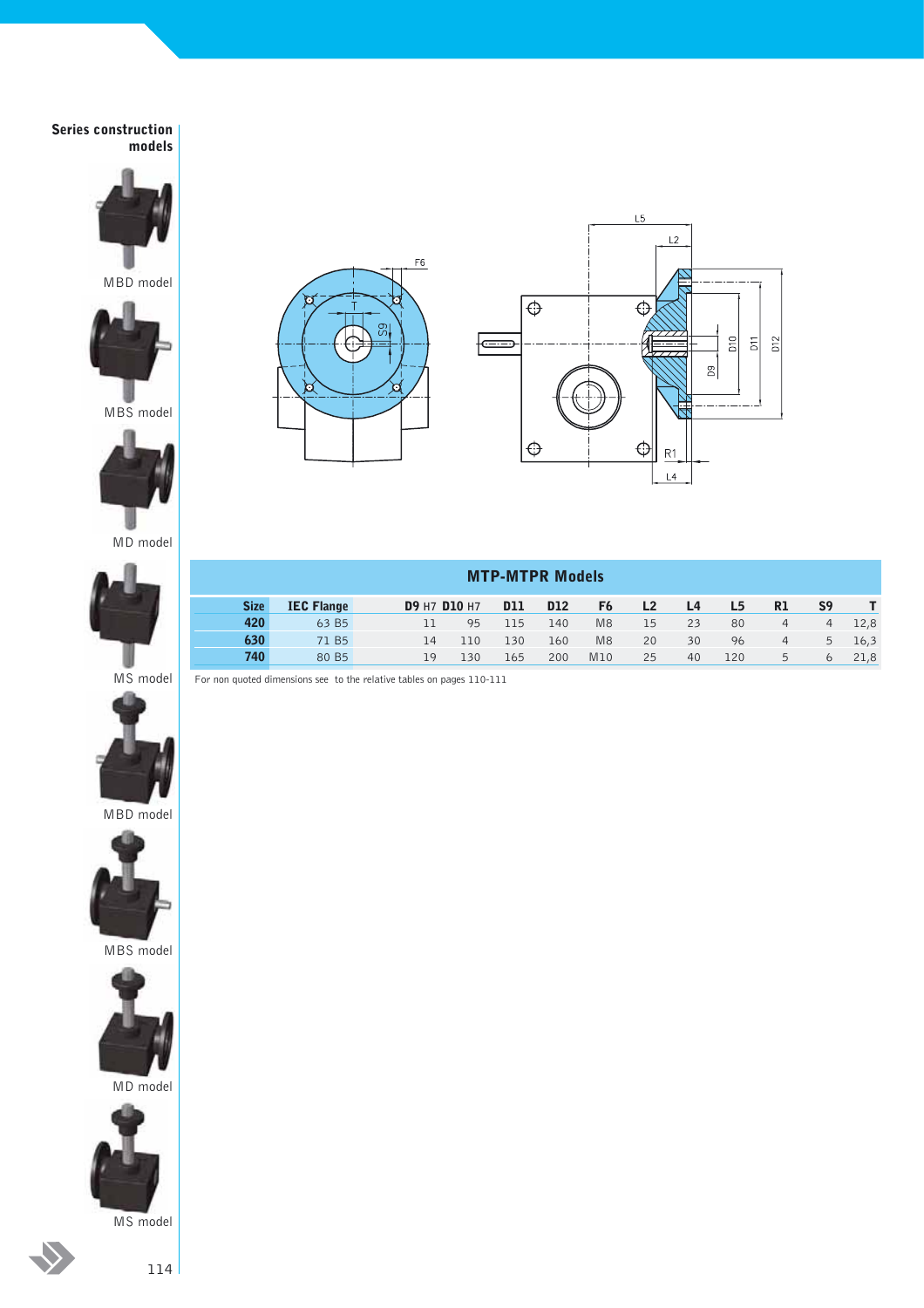**Series construction models**

MBD model

MBS model

MD model

MS model

MBD model

MBS model

MD model

MS model

## MTP-MTPR Models

| Size | IEC Flange | D9 H7 | D10 H7 | D11 | D12 | F6 | L2 | L4 | L5 | R1 | S9 | T |
|---|---|---|---|---|---|---|---|---|---|---|---|---|
| **420** | 63 B5 | 11 | 95 | 115 | 140 | M8 | 15 | 23 | 80 | 4 | 4 | 12,8 |
| **630** | 71 B5 | 14 | 110 | 130 | 160 | M8 | 20 | 30 | 96 | 4 | 5 | 16,3 |
| **740** | 80 B5 | 19 | 130 | 165 | 200 | M10 | 25 | 40 | 120 | 5 | 6 | 21,8 |

For non quoted dimensions see  to the relative tables on pages 110-111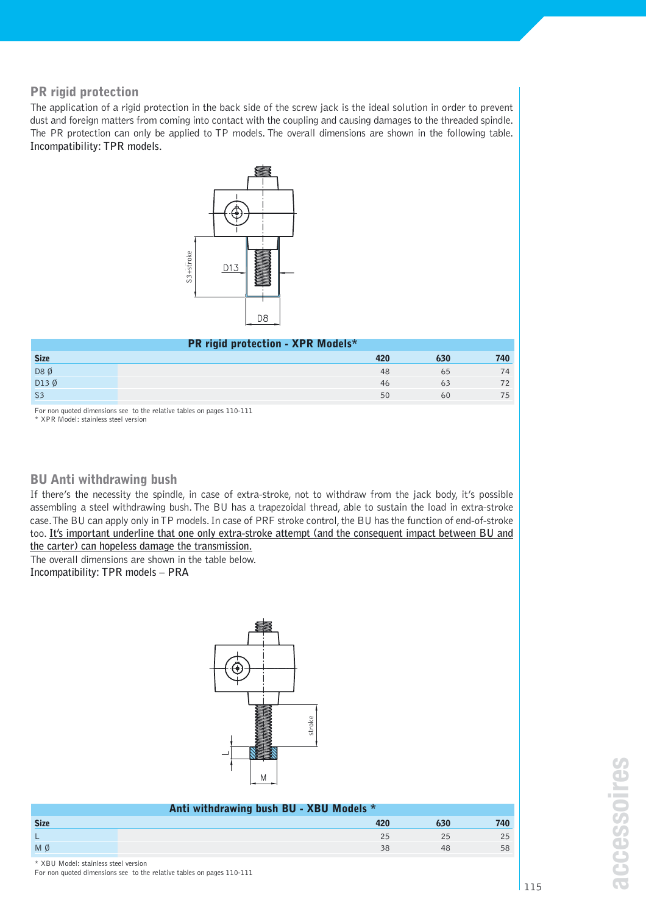## PR rigid protection

The application of a rigid protection in the back side of the screw jack is the ideal solution in order to prevent dust and foreign matters from coming into contact with the coupling and causing damages to the threaded spindle. The PR protection can only be applied to TP models. The overall dimensions are shown in the following table. Incompatibility: TPR models.

| PR rigid protection - XPR Models* | | | |
|---|---|---|---|
| **Size** | **420** | **630** | **740** |
| D8 Ø | 48 | 65 | 74 |
| D13 Ø | 46 | 63 | 72 |
| S3 | 50 | 60 | 75 |

For non quoted dimensions see to the relative tables on pages 110-111
* XPR Model: stainless steel version

## BU Anti withdrawing bush

If there's the necessity the spindle, in case of extra-stroke, not to withdraw from the jack body, it's possible assembling a steel withdrawing bush. The BU has a trapezoidal thread, able to sustain the load in extra-stroke case. The BU can apply only in TP models. In case of PRF stroke control, the BU has the function of end-of-stroke too. <u>It's important underline that one only extra-stroke attempt (and the consequent impact between BU and the carter) can hopeless damage the transmission.</u>
The overall dimensions are shown in the table below.
Incompatibility: TPR models – PRA

| Anti withdrawing bush BU - XBU Models * | | | |
|---|---|---|---|
| **Size** | **420** | **630** | **740** |
| L | 25 | 25 | 25 |
| M Ø | 38 | 48 | 58 |

* XBU Model: stainless steel version
For non quoted dimensions see to the relative tables on pages 110-111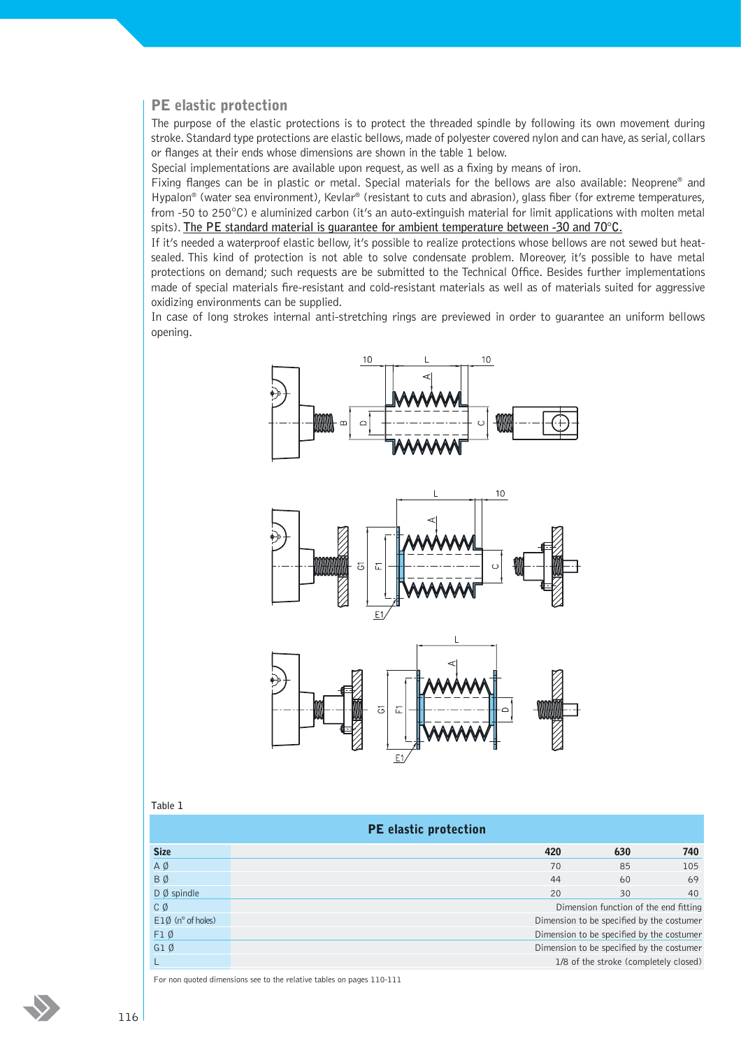## PE elastic protection

The purpose of the elastic protections is to protect the threaded spindle by following its own movement during stroke. Standard type protections are elastic bellows, made of polyester covered nylon and can have, as serial, collars or flanges at their ends whose dimensions are shown in the table 1 below.

Special implementations are available upon request, as well as a fixing by means of iron.

Fixing flanges can be in plastic or metal. Special materials for the bellows are also available: Neoprene® and Hypalon® (water sea environment), Kevlar® (resistant to cuts and abrasion), glass fiber (for extreme temperatures, from -50 to 250°C) e aluminized carbon (it's an auto-extinguish material for limit applications with molten metal spits). The PE standard material is guarantee for ambient temperature between -30 and 70°C.

If it's needed a waterproof elastic bellow, it's possible to realize protections whose bellows are not sewed but heat-sealed. This kind of protection is not able to solve condensate problem. Moreover, it's possible to have metal protections on demand; such requests are be submitted to the Technical Office. Besides further implementations made of special materials fire-resistant and cold-resistant materials as well as of materials suited for aggressive oxidizing environments can be supplied.

In case of long strokes internal anti-stretching rings are previewed in order to guarantee an uniform bellows opening.

Table 1

| PE elastic protection | | | |
|---|---|---|---|
| **Size** | **420** | **630** | **740** |
| A Ø | 70 | 85 | 105 |
| B Ø | 44 | 60 | 69 |
| D Ø spindle | 20 | 30 | 40 |
| C Ø | Dimension function of the end fitting | | |
| E1Ø (n° of holes) | Dimension to be specified by the costumer | | |
| F1 Ø | Dimension to be specified by the costumer | | |
| G1 Ø | Dimension to be specified by the costumer | | |
| L | 1/8 of the stroke (completely closed) | | |

For non quoted dimensions see to the relative tables on pages 110-111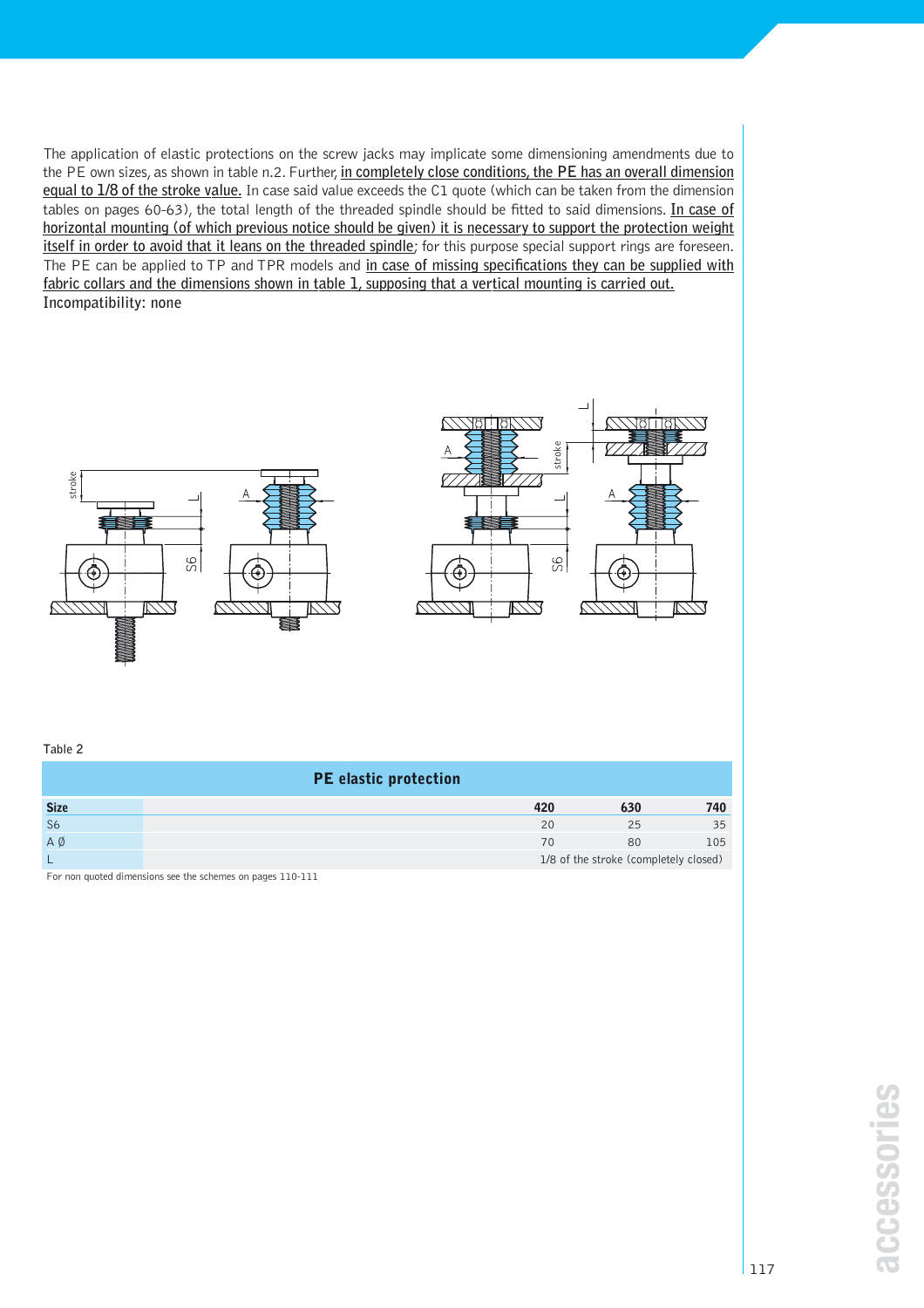The application of elastic protections on the screw jacks may implicate some dimensioning amendments due to the PE own sizes, as shown in table n.2. Further, in completely close conditions, the PE has an overall dimension equal to 1/8 of the stroke value. In case said value exceeds the C1 quote (which can be taken from the dimension tables on pages 60-63), the total length of the threaded spindle should be fitted to said dimensions. In case of horizontal mounting (of which previous notice should be given) it is necessary to support the protection weight itself in order to avoid that it leans on the threaded spindle; for this purpose special support rings are foreseen. The PE can be applied to TP and TPR models and in case of missing specifications they can be supplied with fabric collars and the dimensions shown in table 1, supposing that a vertical mounting is carried out.

Incompatibility: none

Table 2

| PE elastic protection | | | |
|---|---|---|---|
| **Size** | **420** | **630** | **740** |
| S6 | 20 | 25 | 35 |
| A Ø | 70 | 80 | 105 |
| L | 1/8 of the stroke (completely closed) | | |

For non quoted dimensions see the schemes on pages 110-111

accessories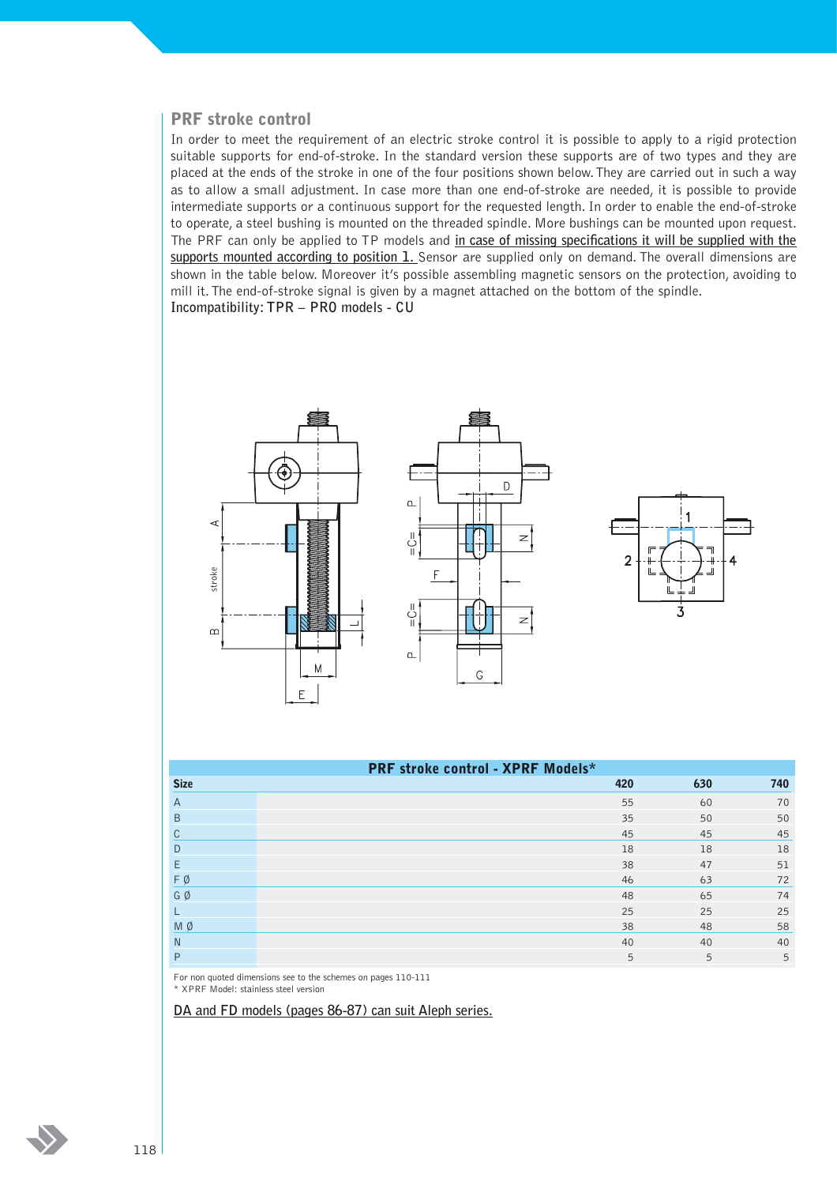## PRF stroke control

In order to meet the requirement of an electric stroke control it is possible to apply to a rigid protection suitable supports for end-of-stroke. In the standard version these supports are of two types and they are placed at the ends of the stroke in one of the four positions shown below. They are carried out in such a way as to allow a small adjustment. In case more than one end-of-stroke are needed, it is possible to provide intermediate supports or a continuous support for the requested length. In order to enable the end-of-stroke to operate, a steel bushing is mounted on the threaded spindle. More bushings can be mounted upon request. The PRF can only be applied to TP models and in case of missing specifications it will be supplied with the supports mounted according to position 1. Sensor are supplied only on demand. The overall dimensions are shown in the table below. Moreover it's possible assembling magnetic sensors on the protection, avoiding to mill it. The end-of-stroke signal is given by a magnet attached on the bottom of the spindle.

**Incompatibility: TPR – PRO models - CU**

| PRF stroke control - XPRF Models* | | | |
|---|---|---|---|
| **Size** | **420** | **630** | **740** |
| A | 55 | 60 | 70 |
| B | 35 | 50 | 50 |
| C | 45 | 45 | 45 |
| D | 18 | 18 | 18 |
| E | 38 | 47 | 51 |
| F Ø | 46 | 63 | 72 |
| G Ø | 48 | 65 | 74 |
| L | 25 | 25 | 25 |
| M Ø | 38 | 48 | 58 |
| N | 40 | 40 | 40 |
| P | 5 | 5 | 5 |

For non quoted dimensions see to the schemes on pages 110-111

* XPRF Model: stainless steel version

DA and FD models (pages 86-87) can suit Aleph series.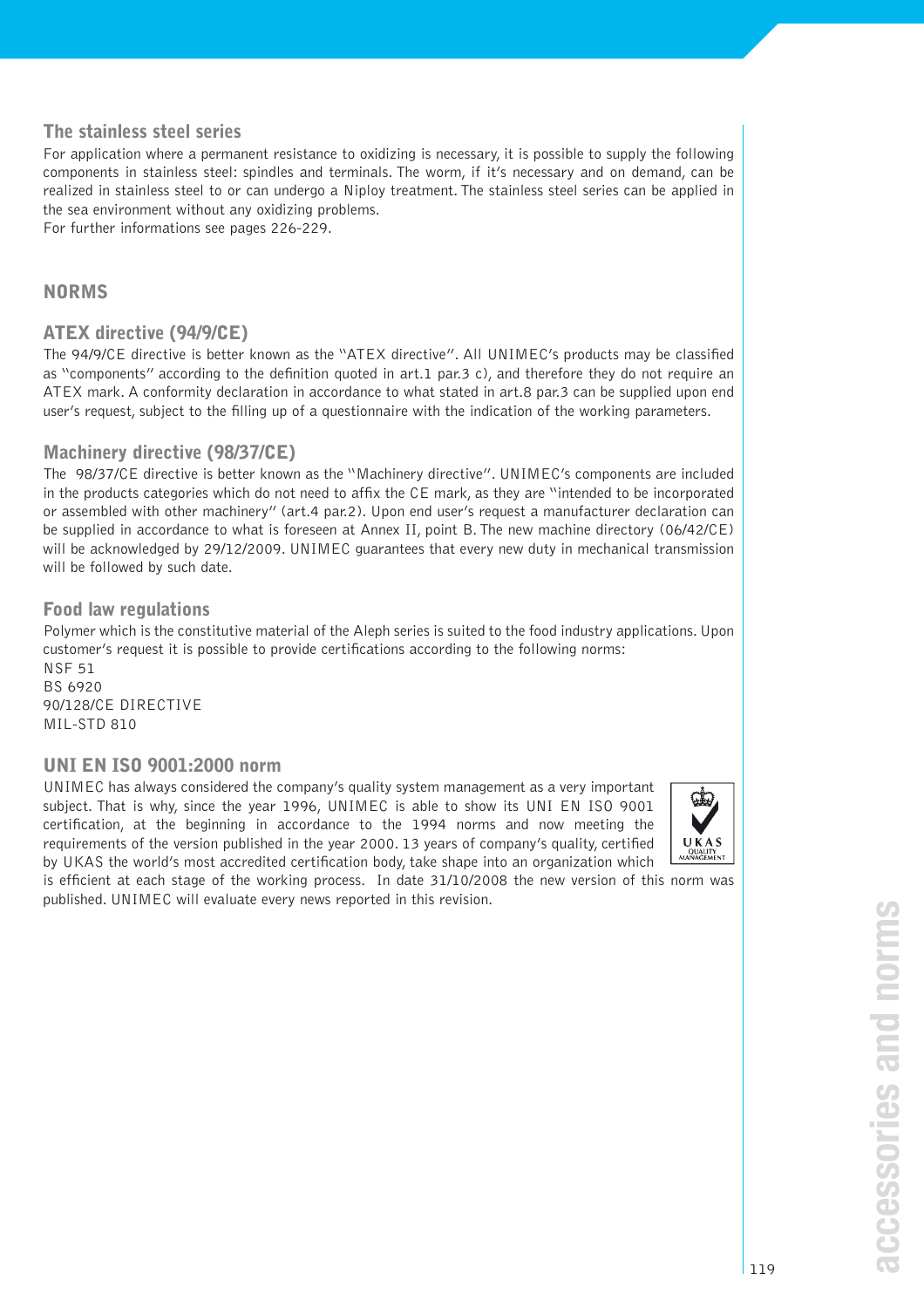## The stainless steel series

For application where a permanent resistance to oxidizing is necessary, it is possible to supply the following components in stainless steel: spindles and terminals. The worm, if it's necessary and on demand, can be realized in stainless steel to or can undergo a Niploy treatment. The stainless steel series can be applied in the sea environment without any oxidizing problems.
For further informations see pages 226-229.

# NORMS

## ATEX directive (94/9/CE)

The 94/9/CE directive is better known as the "ATEX directive". All UNIMEC's products may be classified as "components" according to the definition quoted in art.1 par.3 c), and therefore they do not require an ATEX mark. A conformity declaration in accordance to what stated in art.8 par.3 can be supplied upon end user's request, subject to the filling up of a questionnaire with the indication of the working parameters.

## Machinery directive (98/37/CE)

The 98/37/CE directive is better known as the "Machinery directive". UNIMEC's components are included in the products categories which do not need to affix the CE mark, as they are "intended to be incorporated or assembled with other machinery" (art.4 par.2). Upon end user's request a manufacturer declaration can be supplied in accordance to what is foreseen at Annex II, point B. The new machine directory (06/42/CE) will be acknowledged by 29/12/2009. UNIMEC guarantees that every new duty in mechanical transmission will be followed by such date.

## Food law regulations

Polymer which is the constitutive material of the Aleph series is suited to the food industry applications. Upon customer's request it is possible to provide certifications according to the following norms:
NSF 51
BS 6920
90/128/CE DIRECTIVE
MIL-STD 810

## UNI EN ISO 9001:2000 norm

UNIMEC has always considered the company's quality system management as a very important subject. That is why, since the year 1996, UNIMEC is able to show its UNI EN ISO 9001 certification, at the beginning in accordance to the 1994 norms and now meeting the requirements of the version published in the year 2000. 13 years of company's quality, certified by UKAS the world's most accredited certification body, take shape into an organization which is efficient at each stage of the working process. In date 31/10/2008 the new version of this norm was published. UNIMEC will evaluate every news reported in this revision.

UKAS QUALITY MANAGEMENT